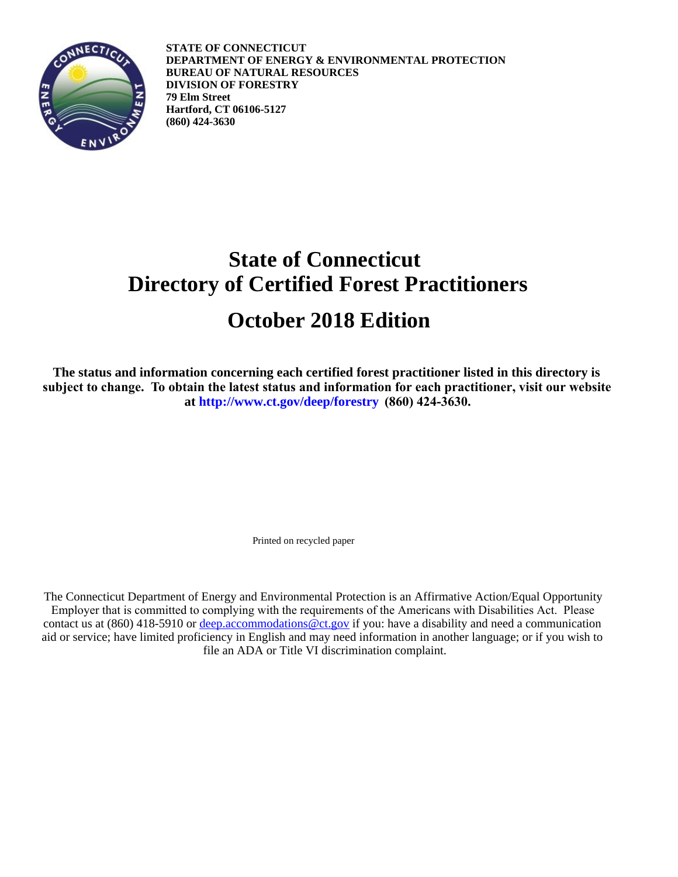**STATE OF CONNECTICUT**
**DEPARTMENT OF ENERGY & ENVIRONMENTAL PROTECTION**
**BUREAU OF NATURAL RESOURCES**
**DIVISION OF FORESTRY**
**79 Elm Street**
**Hartford, CT 06106-5127**
**(860) 424-3630**

# State of Connecticut
# Directory of Certified Forest Practitioners

## October 2018 Edition

**The status and information concerning each certified forest practitioner listed in this directory is subject to change. To obtain the latest status and information for each practitioner, visit our website at http://www.ct.gov/deep/forestry (860) 424-3630.**

Printed on recycled paper

The Connecticut Department of Energy and Environmental Protection is an Affirmative Action/Equal Opportunity Employer that is committed to complying with the requirements of the Americans with Disabilities Act. Please contact us at (860) 418-5910 or deep.accommodations@ct.gov if you: have a disability and need a communication aid or service; have limited proficiency in English and may need information in another language; or if you wish to file an ADA or Title VI discrimination complaint.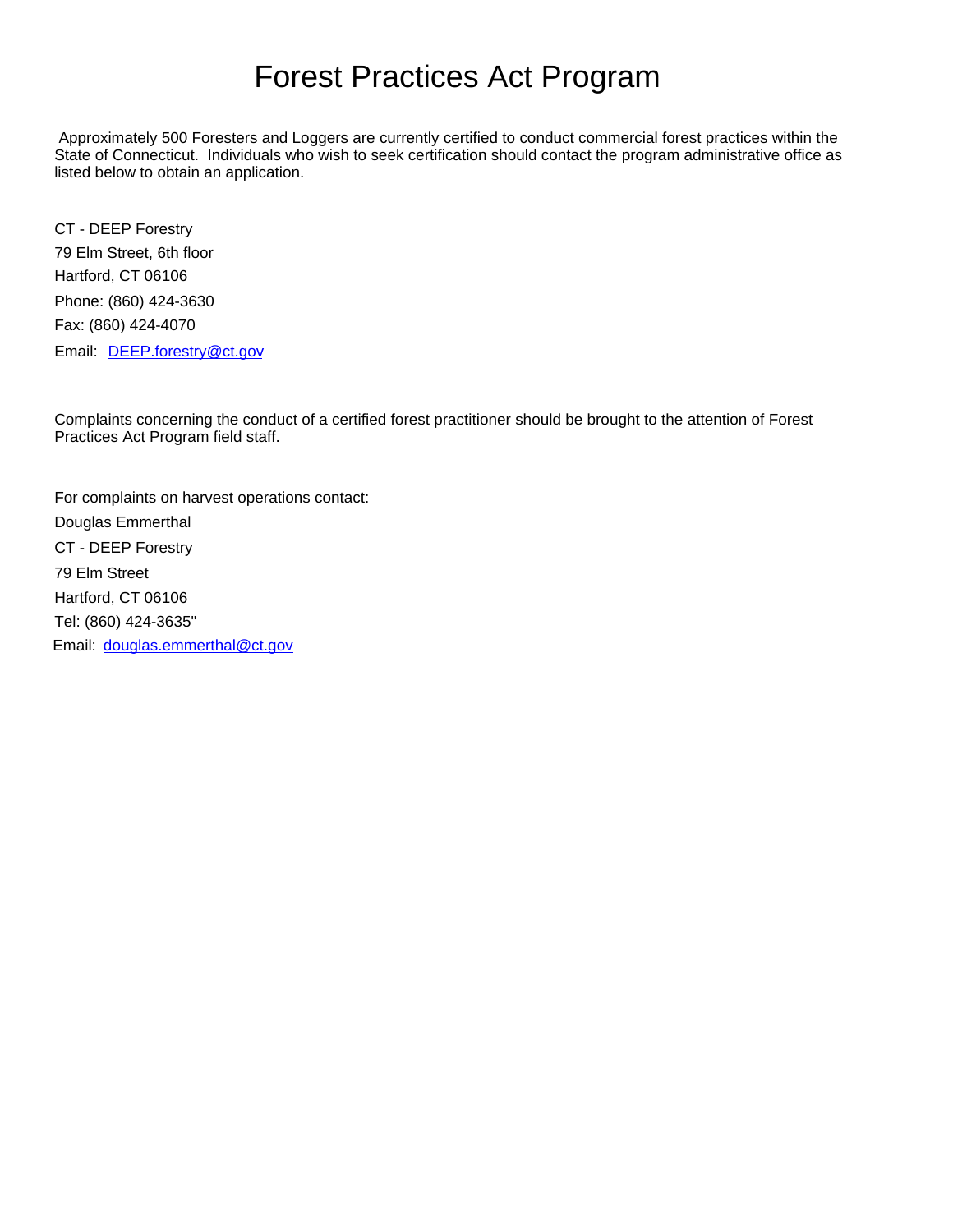# Forest Practices Act Program

Approximately 500 Foresters and Loggers are currently certified to conduct commercial forest practices within the State of Connecticut. Individuals who wish to seek certification should contact the program administrative office as listed below to obtain an application.

CT - DEEP Forestry
79 Elm Street, 6th floor
Hartford, CT 06106
Phone: (860) 424-3630
Fax: (860) 424-4070
Email: DEEP.forestry@ct.gov

Complaints concerning the conduct of a certified forest practitioner should be brought to the attention of Forest Practices Act Program field staff.

For complaints on harvest operations contact:
Douglas Emmerthal
CT - DEEP Forestry
79 Elm Street
Hartford, CT 06106
Tel: (860) 424-3635"
Email: douglas.emmerthal@ct.gov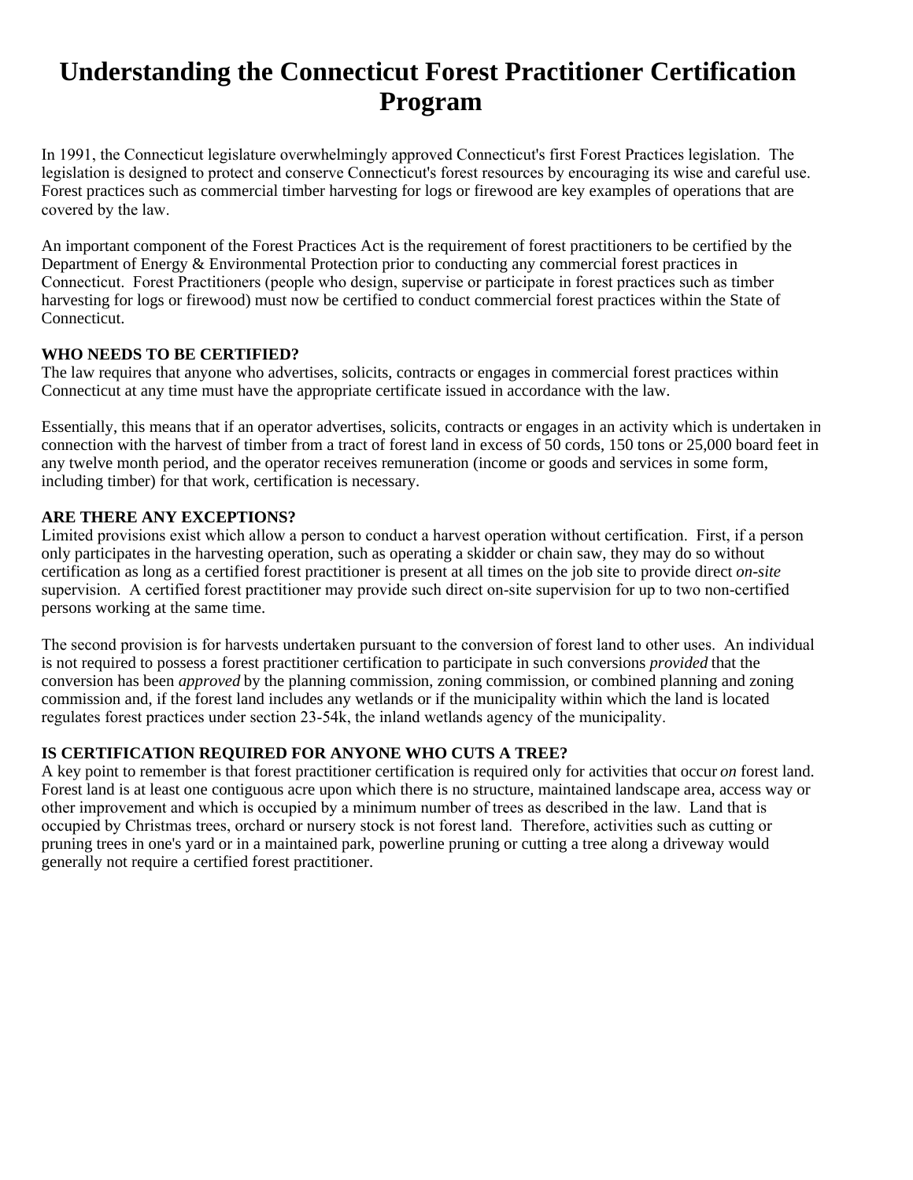# Understanding the Connecticut Forest Practitioner Certification Program

In 1991, the Connecticut legislature overwhelmingly approved Connecticut's first Forest Practices legislation. The legislation is designed to protect and conserve Connecticut's forest resources by encouraging its wise and careful use. Forest practices such as commercial timber harvesting for logs or firewood are key examples of operations that are covered by the law.

An important component of the Forest Practices Act is the requirement of forest practitioners to be certified by the Department of Energy & Environmental Protection prior to conducting any commercial forest practices in Connecticut. Forest Practitioners (people who design, supervise or participate in forest practices such as timber harvesting for logs or firewood) must now be certified to conduct commercial forest practices within the State of Connecticut.

**WHO NEEDS TO BE CERTIFIED?**

The law requires that anyone who advertises, solicits, contracts or engages in commercial forest practices within Connecticut at any time must have the appropriate certificate issued in accordance with the law.

Essentially, this means that if an operator advertises, solicits, contracts or engages in an activity which is undertaken in connection with the harvest of timber from a tract of forest land in excess of 50 cords, 150 tons or 25,000 board feet in any twelve month period, and the operator receives remuneration (income or goods and services in some form, including timber) for that work, certification is necessary.

**ARE THERE ANY EXCEPTIONS?**

Limited provisions exist which allow a person to conduct a harvest operation without certification. First, if a person only participates in the harvesting operation, such as operating a skidder or chain saw, they may do so without certification as long as a certified forest practitioner is present at all times on the job site to provide direct *on-site* supervision. A certified forest practitioner may provide such direct on-site supervision for up to two non-certified persons working at the same time.

The second provision is for harvests undertaken pursuant to the conversion of forest land to other uses. An individual is not required to possess a forest practitioner certification to participate in such conversions *provided* that the conversion has been *approved* by the planning commission, zoning commission, or combined planning and zoning commission and, if the forest land includes any wetlands or if the municipality within which the land is located regulates forest practices under section 23-54k, the inland wetlands agency of the municipality.

**IS CERTIFICATION REQUIRED FOR ANYONE WHO CUTS A TREE?**

A key point to remember is that forest practitioner certification is required only for activities that occur *on* forest land. Forest land is at least one contiguous acre upon which there is no structure, maintained landscape area, access way or other improvement and which is occupied by a minimum number of trees as described in the law. Land that is occupied by Christmas trees, orchard or nursery stock is not forest land. Therefore, activities such as cutting or pruning trees in one's yard or in a maintained park, powerline pruning or cutting a tree along a driveway would generally not require a certified forest practitioner.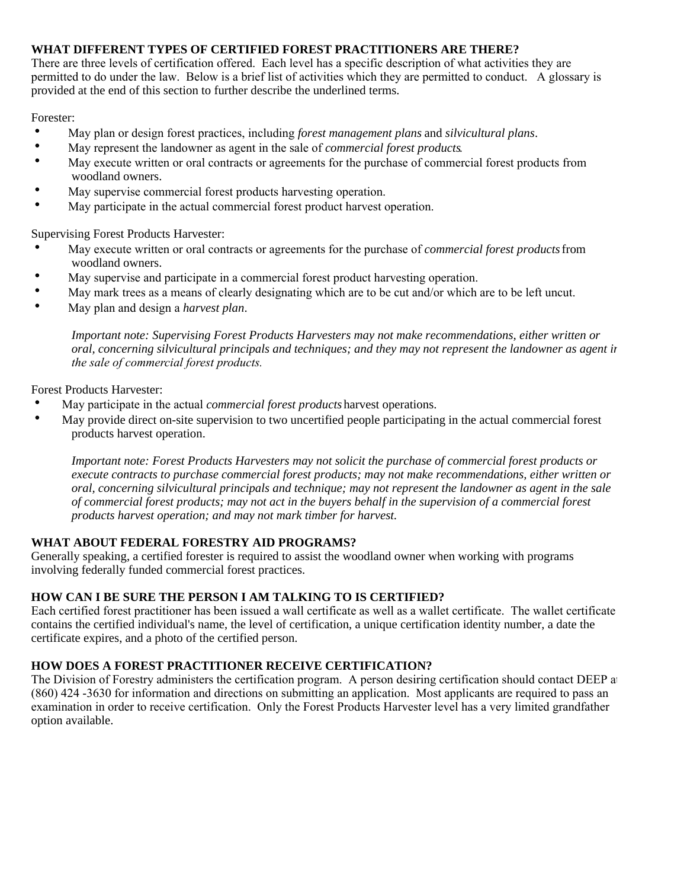**WHAT DIFFERENT TYPES OF CERTIFIED FOREST PRACTITIONERS ARE THERE?**
There are three levels of certification offered. Each level has a specific description of what activities they are permitted to do under the law. Below is a brief list of activities which they are permitted to conduct. A glossary is provided at the end of this section to further describe the underlined terms.

Forester:

- May plan or design forest practices, including *forest management plans* and *silvicultural plans*.
- May represent the landowner as agent in the sale of *commercial forest products*.
- May execute written or oral contracts or agreements for the purchase of commercial forest products from woodland owners.
- May supervise commercial forest products harvesting operation.
- May participate in the actual commercial forest product harvest operation.

Supervising Forest Products Harvester:

- May execute written or oral contracts or agreements for the purchase of *commercial forest products* from woodland owners.
- May supervise and participate in a commercial forest product harvesting operation.
- May mark trees as a means of clearly designating which are to be cut and/or which are to be left uncut.
- May plan and design a *harvest plan*.

*Important note: Supervising Forest Products Harvesters may not make recommendations, either written or oral, concerning silvicultural principals and techniques; and they may not represent the landowner as agent in the sale of commercial forest products.*

Forest Products Harvester:

- May participate in the actual *commercial forest products* harvest operations.
- May provide direct on-site supervision to two uncertified people participating in the actual commercial forest products harvest operation.

*Important note: Forest Products Harvesters may not solicit the purchase of commercial forest products or execute contracts to purchase commercial forest products; may not make recommendations, either written or oral, concerning silvicultural principals and technique; may not represent the landowner as agent in the sale of commercial forest products; may not act in the buyers behalf in the supervision of a commercial forest products harvest operation; and may not mark timber for harvest.*

**WHAT ABOUT FEDERAL FORESTRY AID PROGRAMS?**
Generally speaking, a certified forester is required to assist the woodland owner when working with programs involving federally funded commercial forest practices.

**HOW CAN I BE SURE THE PERSON I AM TALKING TO IS CERTIFIED?**
Each certified forest practitioner has been issued a wall certificate as well as a wallet certificate. The wallet certificate contains the certified individual's name, the level of certification, a unique certification identity number, a date the certificate expires, and a photo of the certified person.

**HOW DOES A FOREST PRACTITIONER RECEIVE CERTIFICATION?**
The Division of Forestry administers the certification program. A person desiring certification should contact DEEP at (860) 424 -3630 for information and directions on submitting an application. Most applicants are required to pass an examination in order to receive certification. Only the Forest Products Harvester level has a very limited grandfather option available.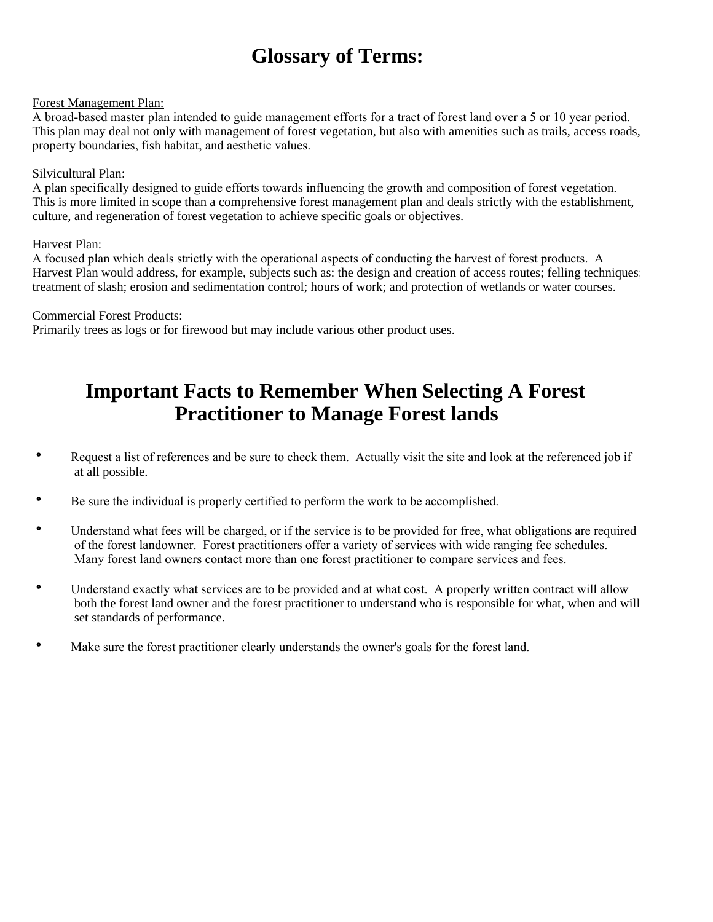# Glossary of Terms:

Forest Management Plan:
A broad-based master plan intended to guide management efforts for a tract of forest land over a 5 or 10 year period. This plan may deal not only with management of forest vegetation, but also with amenities such as trails, access roads, property boundaries, fish habitat, and aesthetic values.

Silvicultural Plan:
A plan specifically designed to guide efforts towards influencing the growth and composition of forest vegetation. This is more limited in scope than a comprehensive forest management plan and deals strictly with the establishment, culture, and regeneration of forest vegetation to achieve specific goals or objectives.

Harvest Plan:
A focused plan which deals strictly with the operational aspects of conducting the harvest of forest products. A Harvest Plan would address, for example, subjects such as: the design and creation of access routes; felling techniques; treatment of slash; erosion and sedimentation control; hours of work; and protection of wetlands or water courses.

Commercial Forest Products:
Primarily trees as logs or for firewood but may include various other product uses.

# Important Facts to Remember When Selecting A Forest Practitioner to Manage Forest lands

- Request a list of references and be sure to check them. Actually visit the site and look at the referenced job if at all possible.
- Be sure the individual is properly certified to perform the work to be accomplished.
- Understand what fees will be charged, or if the service is to be provided for free, what obligations are required of the forest landowner. Forest practitioners offer a variety of services with wide ranging fee schedules. Many forest land owners contact more than one forest practitioner to compare services and fees.
- Understand exactly what services are to be provided and at what cost. A properly written contract will allow both the forest land owner and the forest practitioner to understand who is responsible for what, when and will set standards of performance.
- Make sure the forest practitioner clearly understands the owner's goals for the forest land.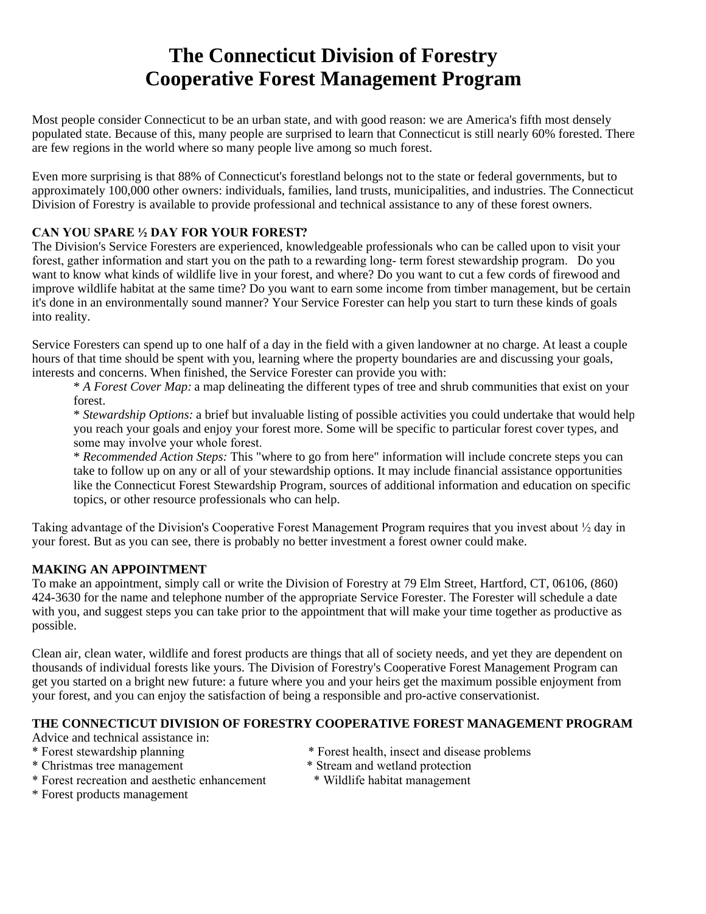# The Connecticut Division of Forestry Cooperative Forest Management Program

Most people consider Connecticut to be an urban state, and with good reason: we are America's fifth most densely populated state. Because of this, many people are surprised to learn that Connecticut is still nearly 60% forested. There are few regions in the world where so many people live among so much forest.

Even more surprising is that 88% of Connecticut's forestland belongs not to the state or federal governments, but to approximately 100,000 other owners: individuals, families, land trusts, municipalities, and industries. The Connecticut Division of Forestry is available to provide professional and technical assistance to any of these forest owners.

**CAN YOU SPARE ½ DAY FOR YOUR FOREST?**

The Division's Service Foresters are experienced, knowledgeable professionals who can be called upon to visit your forest, gather information and start you on the path to a rewarding long- term forest stewardship program. Do you want to know what kinds of wildlife live in your forest, and where? Do you want to cut a few cords of firewood and improve wildlife habitat at the same time? Do you want to earn some income from timber management, but be certain it's done in an environmentally sound manner? Your Service Forester can help you start to turn these kinds of goals into reality.

Service Foresters can spend up to one half of a day in the field with a given landowner at no charge. At least a couple hours of that time should be spent with you, learning where the property boundaries are and discussing your goals, interests and concerns. When finished, the Service Forester can provide you with:

* *A Forest Cover Map:* a map delineating the different types of tree and shrub communities that exist on your forest.
* *Stewardship Options:* a brief but invaluable listing of possible activities you could undertake that would help you reach your goals and enjoy your forest more. Some will be specific to particular forest cover types, and some may involve your whole forest.
* *Recommended Action Steps:* This "where to go from here" information will include concrete steps you can take to follow up on any or all of your stewardship options. It may include financial assistance opportunities like the Connecticut Forest Stewardship Program, sources of additional information and education on specific topics, or other resource professionals who can help.

Taking advantage of the Division's Cooperative Forest Management Program requires that you invest about ½ day in your forest. But as you can see, there is probably no better investment a forest owner could make.

**MAKING AN APPOINTMENT**

To make an appointment, simply call or write the Division of Forestry at 79 Elm Street, Hartford, CT, 06106, (860) 424-3630 for the name and telephone number of the appropriate Service Forester. The Forester will schedule a date with you, and suggest steps you can take prior to the appointment that will make your time together as productive as possible.

Clean air, clean water, wildlife and forest products are things that all of society needs, and yet they are dependent on thousands of individual forests like yours. The Division of Forestry's Cooperative Forest Management Program can get you started on a bright new future: a future where you and your heirs get the maximum possible enjoyment from your forest, and you can enjoy the satisfaction of being a responsible and pro-active conservationist.

**THE CONNECTICUT DIVISION OF FORESTRY COOPERATIVE FOREST MANAGEMENT PROGRAM**

Advice and technical assistance in:

* Forest stewardship planning
* Christmas tree management
* Forest recreation and aesthetic enhancement
* Forest products management
* Forest health, insect and disease problems
* Stream and wetland protection
* Wildlife habitat management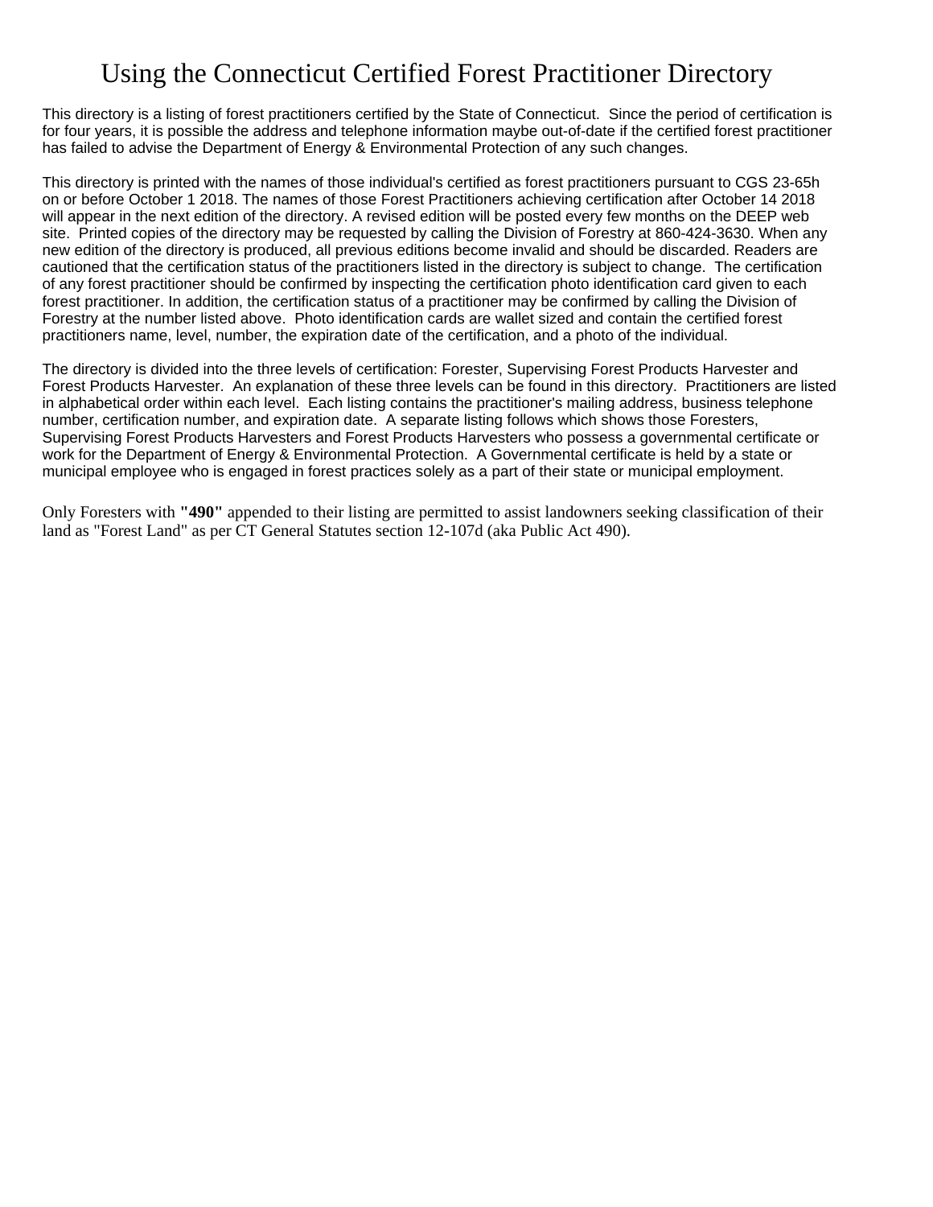# Using the Connecticut Certified Forest Practitioner Directory

This directory is a listing of forest practitioners certified by the State of Connecticut. Since the period of certification is for four years, it is possible the address and telephone information maybe out-of-date if the certified forest practitioner has failed to advise the Department of Energy & Environmental Protection of any such changes.

This directory is printed with the names of those individual's certified as forest practitioners pursuant to CGS 23-65h on or before October 1 2018. The names of those Forest Practitioners achieving certification after October 14 2018 will appear in the next edition of the directory. A revised edition will be posted every few months on the DEEP web site. Printed copies of the directory may be requested by calling the Division of Forestry at 860-424-3630. When any new edition of the directory is produced, all previous editions become invalid and should be discarded. Readers are cautioned that the certification status of the practitioners listed in the directory is subject to change. The certification of any forest practitioner should be confirmed by inspecting the certification photo identification card given to each forest practitioner. In addition, the certification status of a practitioner may be confirmed by calling the Division of Forestry at the number listed above. Photo identification cards are wallet sized and contain the certified forest practitioners name, level, number, the expiration date of the certification, and a photo of the individual.

The directory is divided into the three levels of certification: Forester, Supervising Forest Products Harvester and Forest Products Harvester. An explanation of these three levels can be found in this directory. Practitioners are listed in alphabetical order within each level. Each listing contains the practitioner's mailing address, business telephone number, certification number, and expiration date. A separate listing follows which shows those Foresters, Supervising Forest Products Harvesters and Forest Products Harvesters who possess a governmental certificate or work for the Department of Energy & Environmental Protection. A Governmental certificate is held by a state or municipal employee who is engaged in forest practices solely as a part of their state or municipal employment.

Only Foresters with **"490"** appended to their listing are permitted to assist landowners seeking classification of their land as "Forest Land" as per CT General Statutes section 12-107d (aka Public Act 490).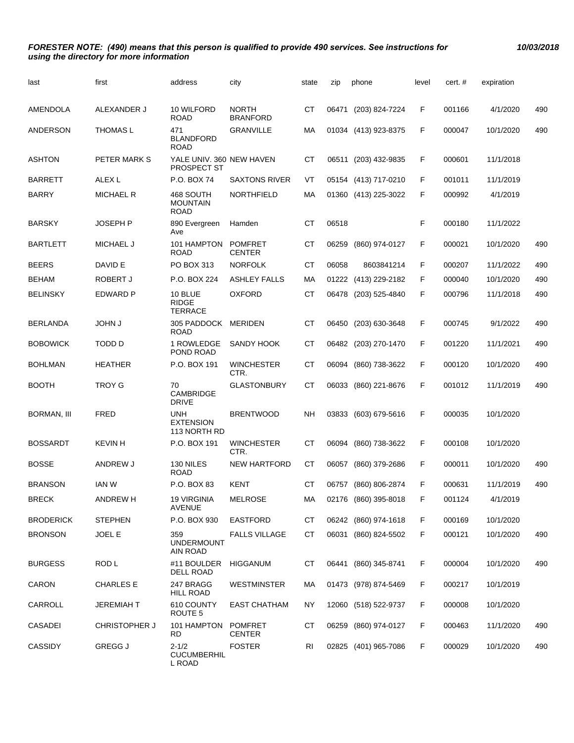***FORESTER NOTE: (490) means that this person is qualified to provide 490 services. See instructions for using the directory for more information*** ***10/03/2018***

| last | first | address | city | state | zip | phone | level | cert. # | expiration | |
|---|---|---|---|---|---|---|---|---|---|---|
| AMENDOLA | ALEXANDER J | 10 WILFORD ROAD | NORTH BRANFORD | CT | 06471 | (203) 824-7224 | F | 001166 | 4/1/2020 | 490 |
| ANDERSON | THOMAS L | 471 BLANDFORD ROAD | GRANVILLE | MA | 01034 | (413) 923-8375 | F | 000047 | 10/1/2020 | 490 |
| ASHTON | PETER MARK S | YALE UNIV. 360 PROSPECT ST | NEW HAVEN | CT | 06511 | (203) 432-9835 | F | 000601 | 11/1/2018 | |
| BARRETT | ALEX L | P.O. BOX 74 | SAXTONS RIVER | VT | 05154 | (413) 717-0210 | F | 001011 | 11/1/2019 | |
| BARRY | MICHAEL R | 468 SOUTH MOUNTAIN ROAD | NORTHFIELD | MA | 01360 | (413) 225-3022 | F | 000992 | 4/1/2019 | |
| BARSKY | JOSEPH P | 890 Evergreen Ave | Hamden | CT | 06518 | | F | 000180 | 11/1/2022 | |
| BARTLETT | MICHAEL J | 101 HAMPTON ROAD | POMFRET CENTER | CT | 06259 | (860) 974-0127 | F | 000021 | 10/1/2020 | 490 |
| BEERS | DAVID E | PO BOX 313 | NORFOLK | CT | 06058 | 8603841214 | F | 000207 | 11/1/2022 | 490 |
| BEHAM | ROBERT J | P.O. BOX 224 | ASHLEY FALLS | MA | 01222 | (413) 229-2182 | F | 000040 | 10/1/2020 | 490 |
| BELINSKY | EDWARD P | 10 BLUE RIDGE TERRACE | OXFORD | CT | 06478 | (203) 525-4840 | F | 000796 | 11/1/2018 | 490 |
| BERLANDA | JOHN J | 305 PADDOCK ROAD | MERIDEN | CT | 06450 | (203) 630-3648 | F | 000745 | 9/1/2022 | 490 |
| BOBOWICK | TODD D | 1 ROWLEDGE POND ROAD | SANDY HOOK | CT | 06482 | (203) 270-1470 | F | 001220 | 11/1/2021 | 490 |
| BOHLMAN | HEATHER | P.O. BOX 191 | WINCHESTER CTR. | CT | 06094 | (860) 738-3622 | F | 000120 | 10/1/2020 | 490 |
| BOOTH | TROY G | 70 CAMBRIDGE DRIVE | GLASTONBURY | CT | 06033 | (860) 221-8676 | F | 001012 | 11/1/2019 | 490 |
| BORMAN, III | FRED | UNH EXTENSION 113 NORTH RD | BRENTWOOD | NH | 03833 | (603) 679-5616 | F | 000035 | 10/1/2020 | |
| BOSSARDT | KEVIN H | P.O. BOX 191 | WINCHESTER CTR. | CT | 06094 | (860) 738-3622 | F | 000108 | 10/1/2020 | |
| BOSSE | ANDREW J | 130 NILES ROAD | NEW HARTFORD | CT | 06057 | (860) 379-2686 | F | 000011 | 10/1/2020 | 490 |
| BRANSON | IAN W | P.O. BOX 83 | KENT | CT | 06757 | (860) 806-2874 | F | 000631 | 11/1/2019 | 490 |
| BRECK | ANDREW H | 19 VIRGINIA AVENUE | MELROSE | MA | 02176 | (860) 395-8018 | F | 001124 | 4/1/2019 | |
| BRODERICK | STEPHEN | P.O. BOX 930 | EASTFORD | CT | 06242 | (860) 974-1618 | F | 000169 | 10/1/2020 | |
| BRONSON | JOEL E | 359 UNDERMOUNT AIN ROAD | FALLS VILLAGE | CT | 06031 | (860) 824-5502 | F | 000121 | 10/1/2020 | 490 |
| BURGESS | ROD L | #11 BOULDER DELL ROAD | HIGGANUM | CT | 06441 | (860) 345-8741 | F | 000004 | 10/1/2020 | 490 |
| CARON | CHARLES E | 247 BRAGG HILL ROAD | WESTMINSTER | MA | 01473 | (978) 874-5469 | F | 000217 | 10/1/2019 | |
| CARROLL | JEREMIAH T | 610 COUNTY ROUTE 5 | EAST CHATHAM | NY | 12060 | (518) 522-9737 | F | 000008 | 10/1/2020 | |
| CASADEI | CHRISTOPHER J | 101 HAMPTON RD | POMFRET CENTER | CT | 06259 | (860) 974-0127 | F | 000463 | 11/1/2020 | 490 |
| CASSIDY | GREGG J | 2-1/2 CUCUMBERHIL L ROAD | FOSTER | RI | 02825 | (401) 965-7086 | F | 000029 | 10/1/2020 | 490 |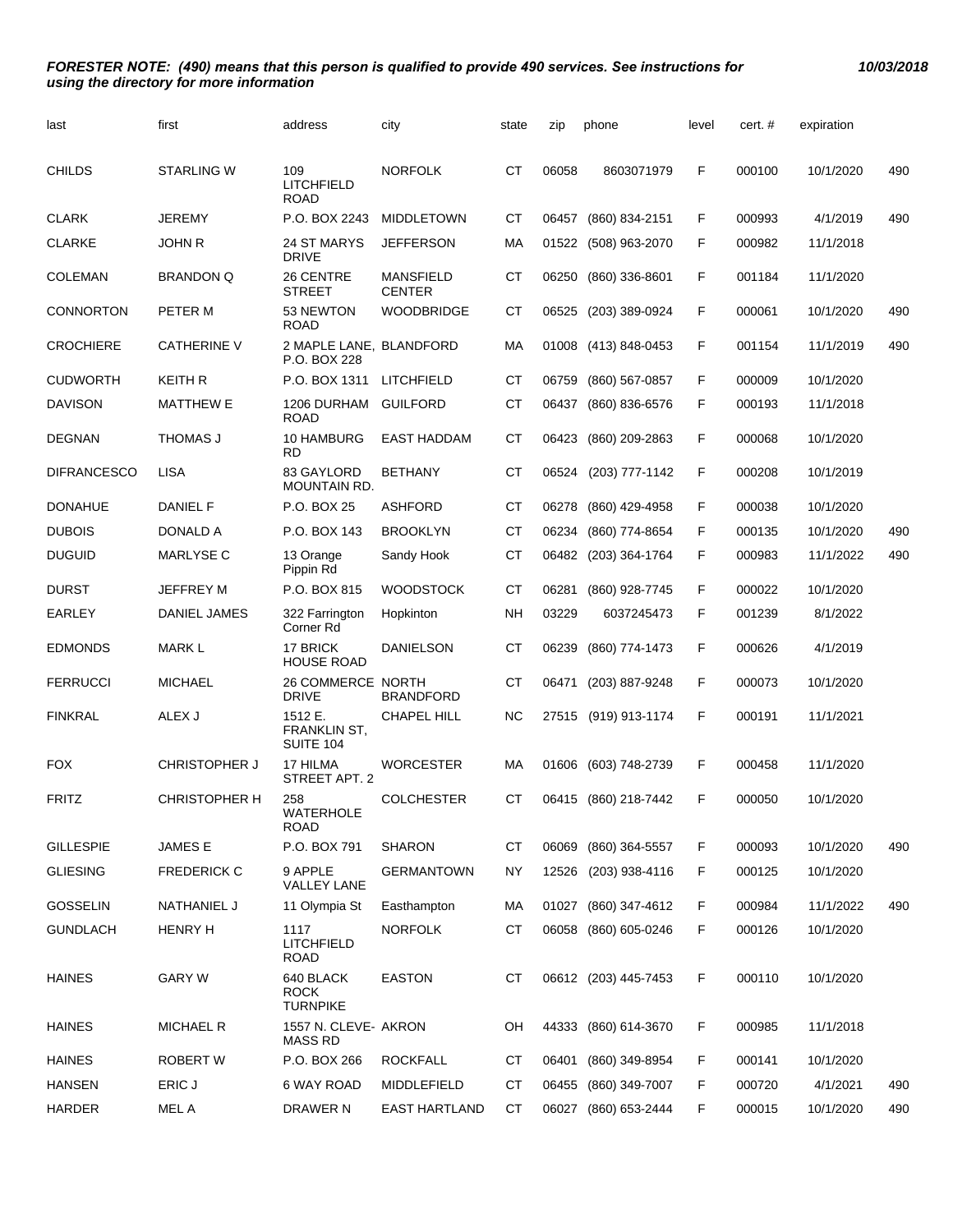***FORESTER NOTE: (490) means that this person is qualified to provide 490 services. See instructions for using the directory for more information*** ***10/03/2018***

| last | first | address | city | state | zip | phone | level | cert. # | expiration | |
|---|---|---|---|---|---|---|---|---|---|---|
| CHILDS | STARLING W | 109 LITCHFIELD ROAD | NORFOLK | CT | 06058 | 8603071979 | F | 000100 | 10/1/2020 | 490 |
| CLARK | JEREMY | P.O. BOX 2243 | MIDDLETOWN | CT | 06457 | (860) 834-2151 | F | 000993 | 4/1/2019 | 490 |
| CLARKE | JOHN R | 24 ST MARYS DRIVE | JEFFERSON | MA | 01522 | (508) 963-2070 | F | 000982 | 11/1/2018 | |
| COLEMAN | BRANDON Q | 26 CENTRE STREET | MANSFIELD CENTER | CT | 06250 | (860) 336-8601 | F | 001184 | 11/1/2020 | |
| CONNORTON | PETER M | 53 NEWTON ROAD | WOODBRIDGE | CT | 06525 | (203) 389-0924 | F | 000061 | 10/1/2020 | 490 |
| CROCHIERE | CATHERINE V | 2 MAPLE LANE, P.O. BOX 228 | BLANDFORD | MA | 01008 | (413) 848-0453 | F | 001154 | 11/1/2019 | 490 |
| CUDWORTH | KEITH R | P.O. BOX 1311 | LITCHFIELD | CT | 06759 | (860) 567-0857 | F | 000009 | 10/1/2020 | |
| DAVISON | MATTHEW E | 1206 DURHAM ROAD | GUILFORD | CT | 06437 | (860) 836-6576 | F | 000193 | 11/1/2018 | |
| DEGNAN | THOMAS J | 10 HAMBURG RD | EAST HADDAM | CT | 06423 | (860) 209-2863 | F | 000068 | 10/1/2020 | |
| DIFRANCESCO | LISA | 83 GAYLORD MOUNTAIN RD. | BETHANY | CT | 06524 | (203) 777-1142 | F | 000208 | 10/1/2019 | |
| DONAHUE | DANIEL F | P.O. BOX 25 | ASHFORD | CT | 06278 | (860) 429-4958 | F | 000038 | 10/1/2020 | |
| DUBOIS | DONALD A | P.O. BOX 143 | BROOKLYN | CT | 06234 | (860) 774-8654 | F | 000135 | 10/1/2020 | 490 |
| DUGUID | MARLYSE C | 13 Orange Pippin Rd | Sandy Hook | CT | 06482 | (203) 364-1764 | F | 000983 | 11/1/2022 | 490 |
| DURST | JEFFREY M | P.O. BOX 815 | WOODSTOCK | CT | 06281 | (860) 928-7745 | F | 000022 | 10/1/2020 | |
| EARLEY | DANIEL JAMES | 322 Farrington Corner Rd | Hopkinton | NH | 03229 | 6037245473 | F | 001239 | 8/1/2022 | |
| EDMONDS | MARK L | 17 BRICK HOUSE ROAD | DANIELSON | CT | 06239 | (860) 774-1473 | F | 000626 | 4/1/2019 | |
| FERRUCCI | MICHAEL | 26 COMMERCE DRIVE | NORTH BRANFORD | CT | 06471 | (203) 887-9248 | F | 000073 | 10/1/2020 | |
| FINKRAL | ALEX J | 1512 E. FRANKLIN ST, SUITE 104 | CHAPEL HILL | NC | 27515 | (919) 913-1174 | F | 000191 | 11/1/2021 | |
| FOX | CHRISTOPHER J | 17 HILMA STREET APT. 2 | WORCESTER | MA | 01606 | (603) 748-2739 | F | 000458 | 11/1/2020 | |
| FRITZ | CHRISTOPHER H | 258 WATERHOLE ROAD | COLCHESTER | CT | 06415 | (860) 218-7442 | F | 000050 | 10/1/2020 | |
| GILLESPIE | JAMES E | P.O. BOX 791 | SHARON | CT | 06069 | (860) 364-5557 | F | 000093 | 10/1/2020 | 490 |
| GLIESING | FREDERICK C | 9 APPLE VALLEY LANE | GERMANTOWN | NY | 12526 | (203) 938-4116 | F | 000125 | 10/1/2020 | |
| GOSSELIN | NATHANIEL J | 11 Olympia St | Easthampton | MA | 01027 | (860) 347-4612 | F | 000984 | 11/1/2022 | 490 |
| GUNDLACH | HENRY H | 1117 LITCHFIELD ROAD | NORFOLK | CT | 06058 | (860) 605-0246 | F | 000126 | 10/1/2020 | |
| HAINES | GARY W | 640 BLACK ROCK TURNPIKE | EASTON | CT | 06612 | (203) 445-7453 | F | 000110 | 10/1/2020 | |
| HAINES | MICHAEL R | 1557 N. CLEVE-MASS RD | AKRON | OH | 44333 | (860) 614-3670 | F | 000985 | 11/1/2018 | |
| HAINES | ROBERT W | P.O. BOX 266 | ROCKFALL | CT | 06401 | (860) 349-8954 | F | 000141 | 10/1/2020 | |
| HANSEN | ERIC J | 6 WAY ROAD | MIDDLEFIELD | CT | 06455 | (860) 349-7007 | F | 000720 | 4/1/2021 | 490 |
| HARDER | MEL A | DRAWER N | EAST HARTLAND | CT | 06027 | (860) 653-2444 | F | 000015 | 10/1/2020 | 490 |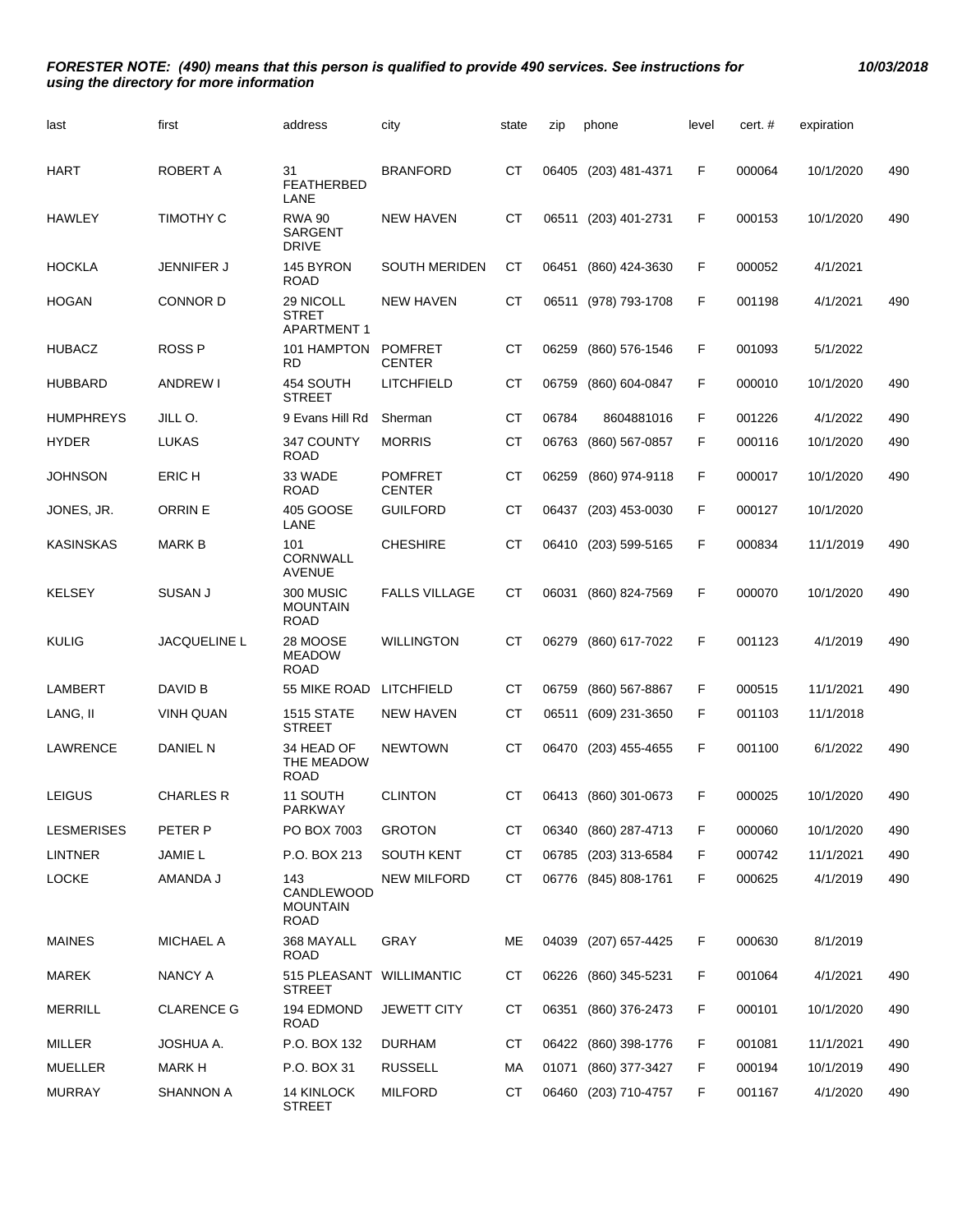***FORESTER NOTE: (490) means that this person is qualified to provide 490 services. See instructions for using the directory for more information***

***10/03/2018***

| last | first | address | city | state | zip | phone | level | cert. # | expiration | |
|---|---|---|---|---|---|---|---|---|---|---|
| HART | ROBERT A | 31 FEATHERBED LANE | BRANFORD | CT | 06405 | (203) 481-4371 | F | 000064 | 10/1/2020 | 490 |
| HAWLEY | TIMOTHY C | RWA 90 SARGENT DRIVE | NEW HAVEN | CT | 06511 | (203) 401-2731 | F | 000153 | 10/1/2020 | 490 |
| HOCKLA | JENNIFER J | 145 BYRON ROAD | SOUTH MERIDEN | CT | 06451 | (860) 424-3630 | F | 000052 | 4/1/2021 | |
| HOGAN | CONNOR D | 29 NICOLL STRET APARTMENT 1 | NEW HAVEN | CT | 06511 | (978) 793-1708 | F | 001198 | 4/1/2021 | 490 |
| HUBACZ | ROSS P | 101 HAMPTON RD | POMFRET CENTER | CT | 06259 | (860) 576-1546 | F | 001093 | 5/1/2022 | |
| HUBBARD | ANDREW I | 454 SOUTH STREET | LITCHFIELD | CT | 06759 | (860) 604-0847 | F | 000010 | 10/1/2020 | 490 |
| HUMPHREYS | JILL O. | 9 Evans Hill Rd | Sherman | CT | 06784 | 8604881016 | F | 001226 | 4/1/2022 | 490 |
| HYDER | LUKAS | 347 COUNTY ROAD | MORRIS | CT | 06763 | (860) 567-0857 | F | 000116 | 10/1/2020 | 490 |
| JOHNSON | ERIC H | 33 WADE ROAD | POMFRET CENTER | CT | 06259 | (860) 974-9118 | F | 000017 | 10/1/2020 | 490 |
| JONES, JR. | ORRIN E | 405 GOOSE LANE | GUILFORD | CT | 06437 | (203) 453-0030 | F | 000127 | 10/1/2020 | |
| KASINSKAS | MARK B | 101 CORNWALL AVENUE | CHESHIRE | CT | 06410 | (203) 599-5165 | F | 000834 | 11/1/2019 | 490 |
| KELSEY | SUSAN J | 300 MUSIC MOUNTAIN ROAD | FALLS VILLAGE | CT | 06031 | (860) 824-7569 | F | 000070 | 10/1/2020 | 490 |
| KULIG | JACQUELINE L | 28 MOOSE MEADOW ROAD | WILLINGTON | CT | 06279 | (860) 617-7022 | F | 001123 | 4/1/2019 | 490 |
| LAMBERT | DAVID B | 55 MIKE ROAD | LITCHFIELD | CT | 06759 | (860) 567-8867 | F | 000515 | 11/1/2021 | 490 |
| LANG, II | VINH QUAN | 1515 STATE STREET | NEW HAVEN | CT | 06511 | (609) 231-3650 | F | 001103 | 11/1/2018 | |
| LAWRENCE | DANIEL N | 34 HEAD OF THE MEADOW ROAD | NEWTOWN | CT | 06470 | (203) 455-4655 | F | 001100 | 6/1/2022 | 490 |
| LEIGUS | CHARLES R | 11 SOUTH PARKWAY | CLINTON | CT | 06413 | (860) 301-0673 | F | 000025 | 10/1/2020 | 490 |
| LESMERISES | PETER P | PO BOX 7003 | GROTON | CT | 06340 | (860) 287-4713 | F | 000060 | 10/1/2020 | 490 |
| LINTNER | JAMIE L | P.O. BOX 213 | SOUTH KENT | CT | 06785 | (203) 313-6584 | F | 000742 | 11/1/2021 | 490 |
| LOCKE | AMANDA J | 143 CANDLEWOOD MOUNTAIN ROAD | NEW MILFORD | CT | 06776 | (845) 808-1761 | F | 000625 | 4/1/2019 | 490 |
| MAINES | MICHAEL A | 368 MAYALL ROAD | GRAY | ME | 04039 | (207) 657-4425 | F | 000630 | 8/1/2019 | |
| MAREK | NANCY A | 515 PLEASANT STREET | WILLIMANTIC | CT | 06226 | (860) 345-5231 | F | 001064 | 4/1/2021 | 490 |
| MERRILL | CLARENCE G | 194 EDMOND ROAD | JEWETT CITY | CT | 06351 | (860) 376-2473 | F | 000101 | 10/1/2020 | 490 |
| MILLER | JOSHUA A. | P.O. BOX 132 | DURHAM | CT | 06422 | (860) 398-1776 | F | 001081 | 11/1/2021 | 490 |
| MUELLER | MARK H | P.O. BOX 31 | RUSSELL | MA | 01071 | (860) 377-3427 | F | 000194 | 10/1/2019 | 490 |
| MURRAY | SHANNON A | 14 KINLOCK STREET | MILFORD | CT | 06460 | (203) 710-4757 | F | 001167 | 4/1/2020 | 490 |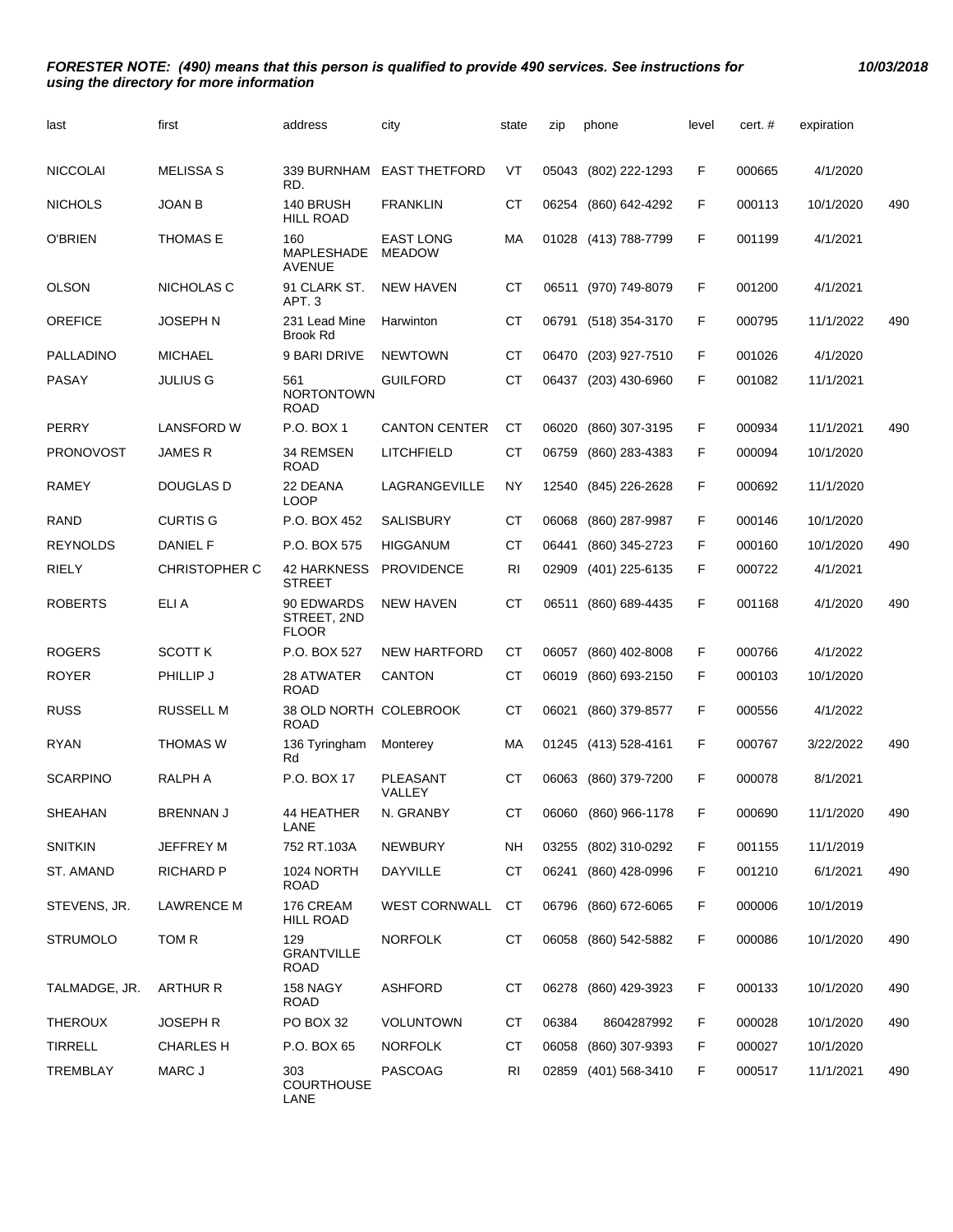***FORESTER NOTE: (490) means that this person is qualified to provide 490 services. See instructions for using the directory for more information***

***10/03/2018***

| last | first | address | city | state | zip | phone | level | cert. # | expiration | |
|---|---|---|---|---|---|---|---|---|---|---|
| NICCOLAI | MELISSA S | 339 BURNHAM RD. | EAST THETFORD | VT | 05043 | (802) 222-1293 | F | 000665 | 4/1/2020 | |
| NICHOLS | JOAN B | 140 BRUSH HILL ROAD | FRANKLIN | CT | 06254 | (860) 642-4292 | F | 000113 | 10/1/2020 | 490 |
| O'BRIEN | THOMAS E | 160 MAPLESHADE AVENUE | EAST LONG MEADOW | MA | 01028 | (413) 788-7799 | F | 001199 | 4/1/2021 | |
| OLSON | NICHOLAS C | 91 CLARK ST. APT. 3 | NEW HAVEN | CT | 06511 | (970) 749-8079 | F | 001200 | 4/1/2021 | |
| OREFICE | JOSEPH N | 231 Lead Mine Brook Rd | Harwinton | CT | 06791 | (518) 354-3170 | F | 000795 | 11/1/2022 | 490 |
| PALLADINO | MICHAEL | 9 BARI DRIVE | NEWTOWN | CT | 06470 | (203) 927-7510 | F | 001026 | 4/1/2020 | |
| PASAY | JULIUS G | 561 NORTONTOWN ROAD | GUILFORD | CT | 06437 | (203) 430-6960 | F | 001082 | 11/1/2021 | |
| PERRY | LANSFORD W | P.O. BOX 1 | CANTON CENTER | CT | 06020 | (860) 307-3195 | F | 000934 | 11/1/2021 | 490 |
| PRONOVOST | JAMES R | 34 REMSEN ROAD | LITCHFIELD | CT | 06759 | (860) 283-4383 | F | 000094 | 10/1/2020 | |
| RAMEY | DOUGLAS D | 22 DEANA LOOP | LAGRANGEVILLE | NY | 12540 | (845) 226-2628 | F | 000692 | 11/1/2020 | |
| RAND | CURTIS G | P.O. BOX 452 | SALISBURY | CT | 06068 | (860) 287-9987 | F | 000146 | 10/1/2020 | |
| REYNOLDS | DANIEL F | P.O. BOX 575 | HIGGANUM | CT | 06441 | (860) 345-2723 | F | 000160 | 10/1/2020 | 490 |
| RIELY | CHRISTOPHER C | 42 HARKNESS STREET | PROVIDENCE | RI | 02909 | (401) 225-6135 | F | 000722 | 4/1/2021 | |
| ROBERTS | ELI A | 90 EDWARDS STREET, 2ND FLOOR | NEW HAVEN | CT | 06511 | (860) 689-4435 | F | 001168 | 4/1/2020 | 490 |
| ROGERS | SCOTT K | P.O. BOX 527 | NEW HARTFORD | CT | 06057 | (860) 402-8008 | F | 000766 | 4/1/2022 | |
| ROYER | PHILLIP J | 28 ATWATER ROAD | CANTON | CT | 06019 | (860) 693-2150 | F | 000103 | 10/1/2020 | |
| RUSS | RUSSELL M | 38 OLD NORTH ROAD | COLEBROOK | CT | 06021 | (860) 379-8577 | F | 000556 | 4/1/2022 | |
| RYAN | THOMAS W | 136 Tyringham Rd | Monterey | MA | 01245 | (413) 528-4161 | F | 000767 | 3/22/2022 | 490 |
| SCARPINO | RALPH A | P.O. BOX 17 | PLEASANT VALLEY | CT | 06063 | (860) 379-7200 | F | 000078 | 8/1/2021 | |
| SHEAHAN | BRENNAN J | 44 HEATHER LANE | N. GRANBY | CT | 06060 | (860) 966-1178 | F | 000690 | 11/1/2020 | 490 |
| SNITKIN | JEFFREY M | 752 RT.103A | NEWBURY | NH | 03255 | (802) 310-0292 | F | 001155 | 11/1/2019 | |
| ST. AMAND | RICHARD P | 1024 NORTH ROAD | DAYVILLE | CT | 06241 | (860) 428-0996 | F | 001210 | 6/1/2021 | 490 |
| STEVENS, JR. | LAWRENCE M | 176 CREAM HILL ROAD | WEST CORNWALL | CT | 06796 | (860) 672-6065 | F | 000006 | 10/1/2019 | |
| STRUMOLO | TOM R | 129 GRANTVILLE ROAD | NORFOLK | CT | 06058 | (860) 542-5882 | F | 000086 | 10/1/2020 | 490 |
| TALMADGE, JR. | ARTHUR R | 158 NAGY ROAD | ASHFORD | CT | 06278 | (860) 429-3923 | F | 000133 | 10/1/2020 | 490 |
| THEROUX | JOSEPH R | PO BOX 32 | VOLUNTOWN | CT | 06384 | 8604287992 | F | 000028 | 10/1/2020 | 490 |
| TIRRELL | CHARLES H | P.O. BOX 65 | NORFOLK | CT | 06058 | (860) 307-9393 | F | 000027 | 10/1/2020 | |
| TREMBLAY | MARC J | 303 COURTHOUSE LANE | PASCOAG | RI | 02859 | (401) 568-3410 | F | 000517 | 11/1/2021 | 490 |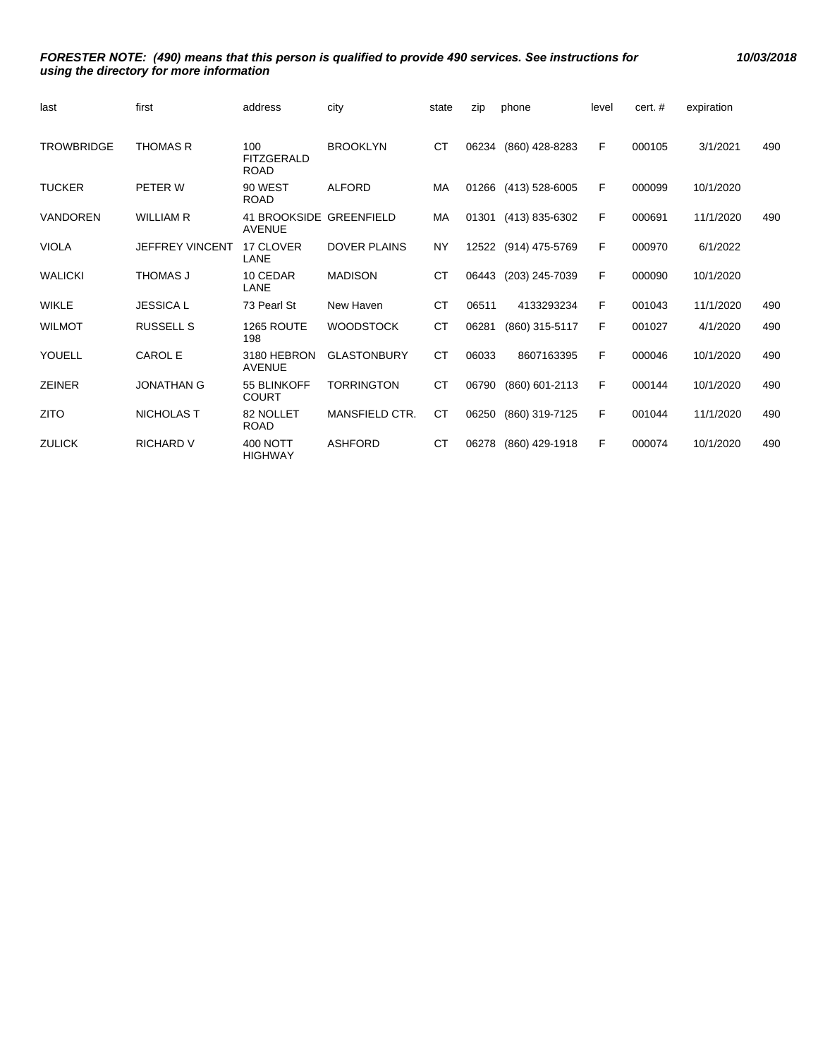***FORESTER NOTE: (490) means that this person is qualified to provide 490 services. See instructions for using the directory for more information***

***10/03/2018***

| last | first | address | city | state | zip | phone | level | cert. # | expiration | |
|---|---|---|---|---|---|---|---|---|---|---|
| TROWBRIDGE | THOMAS R | 100 FITZGERALD ROAD | BROOKLYN | CT | 06234 | (860) 428-8283 | F | 000105 | 3/1/2021 | 490 |
| TUCKER | PETER W | 90 WEST ROAD | ALFORD | MA | 01266 | (413) 528-6005 | F | 000099 | 10/1/2020 | |
| VANDOREN | WILLIAM R | 41 BROOKSIDE AVENUE | GREENFIELD | MA | 01301 | (413) 835-6302 | F | 000691 | 11/1/2020 | 490 |
| VIOLA | JEFFREY VINCENT | 17 CLOVER LANE | DOVER PLAINS | NY | 12522 | (914) 475-5769 | F | 000970 | 6/1/2022 | |
| WALICKI | THOMAS J | 10 CEDAR LANE | MADISON | CT | 06443 | (203) 245-7039 | F | 000090 | 10/1/2020 | |
| WIKLE | JESSICA L | 73 Pearl St | New Haven | CT | 06511 | 4133293234 | F | 001043 | 11/1/2020 | 490 |
| WILMOT | RUSSELL S | 1265 ROUTE 198 | WOODSTOCK | CT | 06281 | (860) 315-5117 | F | 001027 | 4/1/2020 | 490 |
| YOUELL | CAROL E | 3180 HEBRON AVENUE | GLASTONBURY | CT | 06033 | 8607163395 | F | 000046 | 10/1/2020 | 490 |
| ZEINER | JONATHAN G | 55 BLINKOFF COURT | TORRINGTON | CT | 06790 | (860) 601-2113 | F | 000144 | 10/1/2020 | 490 |
| ZITO | NICHOLAS T | 82 NOLLET ROAD | MANSFIELD CTR. | CT | 06250 | (860) 319-7125 | F | 001044 | 11/1/2020 | 490 |
| ZULICK | RICHARD V | 400 NOTT HIGHWAY | ASHFORD | CT | 06278 | (860) 429-1918 | F | 000074 | 10/1/2020 | 490 |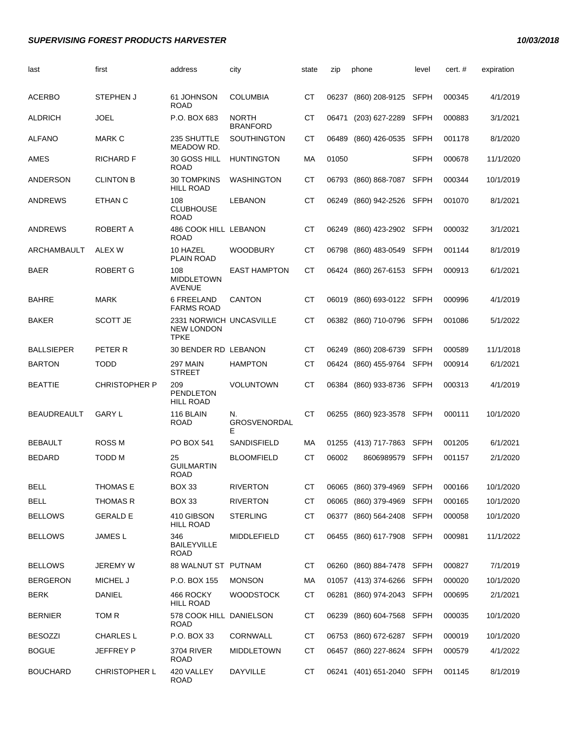***SUPERVISING FOREST PRODUCTS HARVESTER*** ***10/03/2018***

| last | first | address | city | state | zip | phone | level | cert. # | expiration |
|---|---|---|---|---|---|---|---|---|---|
| ACERBO | STEPHEN J | 61 JOHNSON ROAD | COLUMBIA | CT | 06237 | (860) 208-9125 | SFPH | 000345 | 4/1/2019 |
| ALDRICH | JOEL | P.O. BOX 683 | NORTH BRANFORD | CT | 06471 | (203) 627-2289 | SFPH | 000883 | 3/1/2021 |
| ALFANO | MARK C | 235 SHUTTLE MEADOW RD. | SOUTHINGTON | CT | 06489 | (860) 426-0535 | SFPH | 001178 | 8/1/2020 |
| AMES | RICHARD F | 30 GOSS HILL ROAD | HUNTINGTON | MA | 01050 | | SFPH | 000678 | 11/1/2020 |
| ANDERSON | CLINTON B | 30 TOMPKINS HILL ROAD | WASHINGTON | CT | 06793 | (860) 868-7087 | SFPH | 000344 | 10/1/2019 |
| ANDREWS | ETHAN C | 108 CLUBHOUSE ROAD | LEBANON | CT | 06249 | (860) 942-2526 | SFPH | 001070 | 8/1/2021 |
| ANDREWS | ROBERT A | 486 COOK HILL ROAD | LEBANON | CT | 06249 | (860) 423-2902 | SFPH | 000032 | 3/1/2021 |
| ARCHAMBAULT | ALEX W | 10 HAZEL PLAIN ROAD | WOODBURY | CT | 06798 | (860) 483-0549 | SFPH | 001144 | 8/1/2019 |
| BAER | ROBERT G | 108 MIDDLETOWN AVENUE | EAST HAMPTON | CT | 06424 | (860) 267-6153 | SFPH | 000913 | 6/1/2021 |
| BAHRE | MARK | 6 FREELAND FARMS ROAD | CANTON | CT | 06019 | (860) 693-0122 | SFPH | 000996 | 4/1/2019 |
| BAKER | SCOTT JE | 2331 NORWICH NEW LONDON TPKE | UNCASVILLE | CT | 06382 | (860) 710-0796 | SFPH | 001086 | 5/1/2022 |
| BALLSIEPER | PETER R | 30 BENDER RD | LEBANON | CT | 06249 | (860) 208-6739 | SFPH | 000589 | 11/1/2018 |
| BARTON | TODD | 297 MAIN STREET | HAMPTON | CT | 06424 | (860) 455-9764 | SFPH | 000914 | 6/1/2021 |
| BEATTIE | CHRISTOPHER P | 209 PENDLETON HILL ROAD | VOLUNTOWN | CT | 06384 | (860) 933-8736 | SFPH | 000313 | 4/1/2019 |
| BEAUDREAULT | GARY L | 116 BLAIN ROAD | N. GROSVENORDALE | CT | 06255 | (860) 923-3578 | SFPH | 000111 | 10/1/2020 |
| BEBAULT | ROSS M | PO BOX 541 | SANDISFIELD | MA | 01255 | (413) 717-7863 | SFPH | 001205 | 6/1/2021 |
| BEDARD | TODD M | 25 GUILMARTIN ROAD | BLOOMFIELD | CT | 06002 | 8606989579 | SFPH | 001157 | 2/1/2020 |
| BELL | THOMAS E | BOX 33 | RIVERTON | CT | 06065 | (860) 379-4969 | SFPH | 000166 | 10/1/2020 |
| BELL | THOMAS R | BOX 33 | RIVERTON | CT | 06065 | (860) 379-4969 | SFPH | 000165 | 10/1/2020 |
| BELLOWS | GERALD E | 410 GIBSON HILL ROAD | STERLING | CT | 06377 | (860) 564-2408 | SFPH | 000058 | 10/1/2020 |
| BELLOWS | JAMES L | 346 BAILEYVILLE ROAD | MIDDLEFIELD | CT | 06455 | (860) 617-7908 | SFPH | 000981 | 11/1/2022 |
| BELLOWS | JEREMY W | 88 WALNUT ST | PUTNAM | CT | 06260 | (860) 884-7478 | SFPH | 000827 | 7/1/2019 |
| BERGERON | MICHEL J | P.O. BOX 155 | MONSON | MA | 01057 | (413) 374-6266 | SFPH | 000020 | 10/1/2020 |
| BERK | DANIEL | 466 ROCKY HILL ROAD | WOODSTOCK | CT | 06281 | (860) 974-2043 | SFPH | 000695 | 2/1/2021 |
| BERNIER | TOM R | 578 COOK HILL ROAD | DANIELSON | CT | 06239 | (860) 604-7568 | SFPH | 000035 | 10/1/2020 |
| BESOZZI | CHARLES L | P.O. BOX 33 | CORNWALL | CT | 06753 | (860) 672-6287 | SFPH | 000019 | 10/1/2020 |
| BOGUE | JEFFREY P | 3704 RIVER ROAD | MIDDLETOWN | CT | 06457 | (860) 227-8624 | SFPH | 000579 | 4/1/2022 |
| BOUCHARD | CHRISTOPHER L | 420 VALLEY ROAD | DAYVILLE | CT | 06241 | (401) 651-2040 | SFPH | 001145 | 8/1/2019 |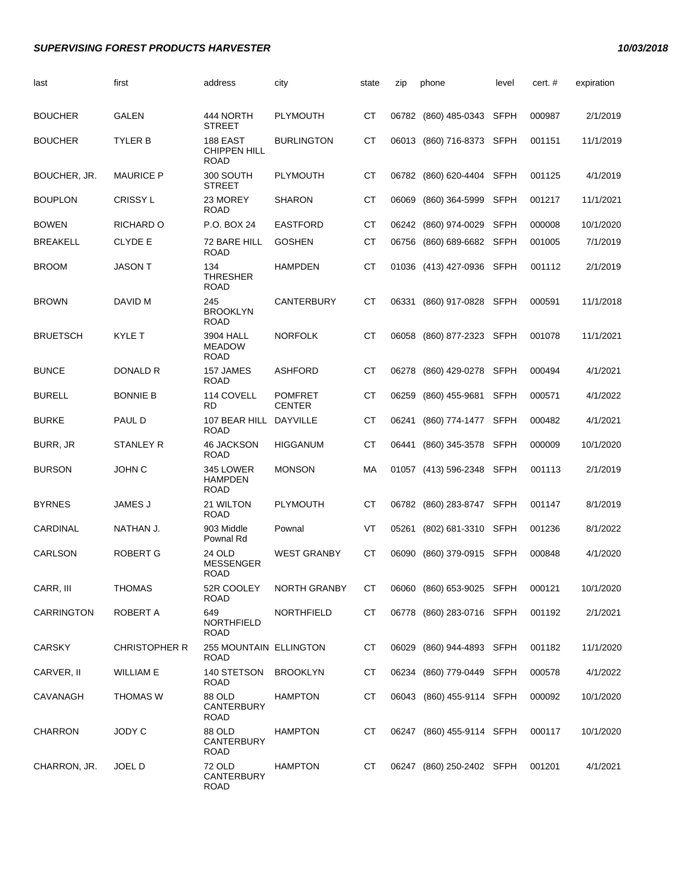***SUPERVISING FOREST PRODUCTS HARVESTER*** ***10/03/2018***

| last | first | address | city | state | zip | phone | level | cert. # | expiration |
|---|---|---|---|---|---|---|---|---|---|
| BOUCHER | GALEN | 444 NORTH STREET | PLYMOUTH | CT | 06782 | (860) 485-0343 | SFPH | 000987 | 2/1/2019 |
| BOUCHER | TYLER B | 188 EAST CHIPPEN HILL ROAD | BURLINGTON | CT | 06013 | (860) 716-8373 | SFPH | 001151 | 11/1/2019 |
| BOUCHER, JR. | MAURICE P | 300 SOUTH STREET | PLYMOUTH | CT | 06782 | (860) 620-4404 | SFPH | 001125 | 4/1/2019 |
| BOUPLON | CRISSY L | 23 MOREY ROAD | SHARON | CT | 06069 | (860) 364-5999 | SFPH | 001217 | 11/1/2021 |
| BOWEN | RICHARD O | P.O. BOX 24 | EASTFORD | CT | 06242 | (860) 974-0029 | SFPH | 000008 | 10/1/2020 |
| BREAKELL | CLYDE E | 72 BARE HILL ROAD | GOSHEN | CT | 06756 | (860) 689-6682 | SFPH | 001005 | 7/1/2019 |
| BROOM | JASON T | 134 THRESHER ROAD | HAMPDEN | CT | 01036 | (413) 427-0936 | SFPH | 001112 | 2/1/2019 |
| BROWN | DAVID M | 245 BROOKLYN ROAD | CANTERBURY | CT | 06331 | (860) 917-0828 | SFPH | 000591 | 11/1/2018 |
| BRUETSCH | KYLE T | 3904 HALL MEADOW ROAD | NORFOLK | CT | 06058 | (860) 877-2323 | SFPH | 001078 | 11/1/2021 |
| BUNCE | DONALD R | 157 JAMES ROAD | ASHFORD | CT | 06278 | (860) 429-0278 | SFPH | 000494 | 4/1/2021 |
| BURELL | BONNIE B | 114 COVELL RD | POMFRET CENTER | CT | 06259 | (860) 455-9681 | SFPH | 000571 | 4/1/2022 |
| BURKE | PAUL D | 107 BEAR HILL ROAD | DAYVILLE | CT | 06241 | (860) 774-1477 | SFPH | 000482 | 4/1/2021 |
| BURR, JR | STANLEY R | 46 JACKSON ROAD | HIGGANUM | CT | 06441 | (860) 345-3578 | SFPH | 000009 | 10/1/2020 |
| BURSON | JOHN C | 345 LOWER HAMPDEN ROAD | MONSON | MA | 01057 | (413) 596-2348 | SFPH | 001113 | 2/1/2019 |
| BYRNES | JAMES J | 21 WILTON ROAD | PLYMOUTH | CT | 06782 | (860) 283-8747 | SFPH | 001147 | 8/1/2019 |
| CARDINAL | NATHAN J. | 903 Middle Pownal Rd | Pownal | VT | 05261 | (802) 681-3310 | SFPH | 001236 | 8/1/2022 |
| CARLSON | ROBERT G | 24 OLD MESSENGER ROAD | WEST GRANBY | CT | 06090 | (860) 379-0915 | SFPH | 000848 | 4/1/2020 |
| CARR, III | THOMAS | 52R COOLEY ROAD | NORTH GRANBY | CT | 06060 | (860) 653-9025 | SFPH | 000121 | 10/1/2020 |
| CARRINGTON | ROBERT A | 649 NORTHFIELD ROAD | NORTHFIELD | CT | 06778 | (860) 283-0716 | SFPH | 001192 | 2/1/2021 |
| CARSKY | CHRISTOPHER R | 255 MOUNTAIN ROAD | ELLINGTON | CT | 06029 | (860) 944-4893 | SFPH | 001182 | 11/1/2020 |
| CARVER, II | WILLIAM E | 140 STETSON ROAD | BROOKLYN | CT | 06234 | (860) 779-0449 | SFPH | 000578 | 4/1/2022 |
| CAVANAGH | THOMAS W | 88 OLD CANTERBURY ROAD | HAMPTON | CT | 06043 | (860) 455-9114 | SFPH | 000092 | 10/1/2020 |
| CHARRON | JODY C | 88 OLD CANTERBURY ROAD | HAMPTON | CT | 06247 | (860) 455-9114 | SFPH | 000117 | 10/1/2020 |
| CHARRON, JR. | JOEL D | 72 OLD CANTERBURY ROAD | HAMPTON | CT | 06247 | (860) 250-2402 | SFPH | 001201 | 4/1/2021 |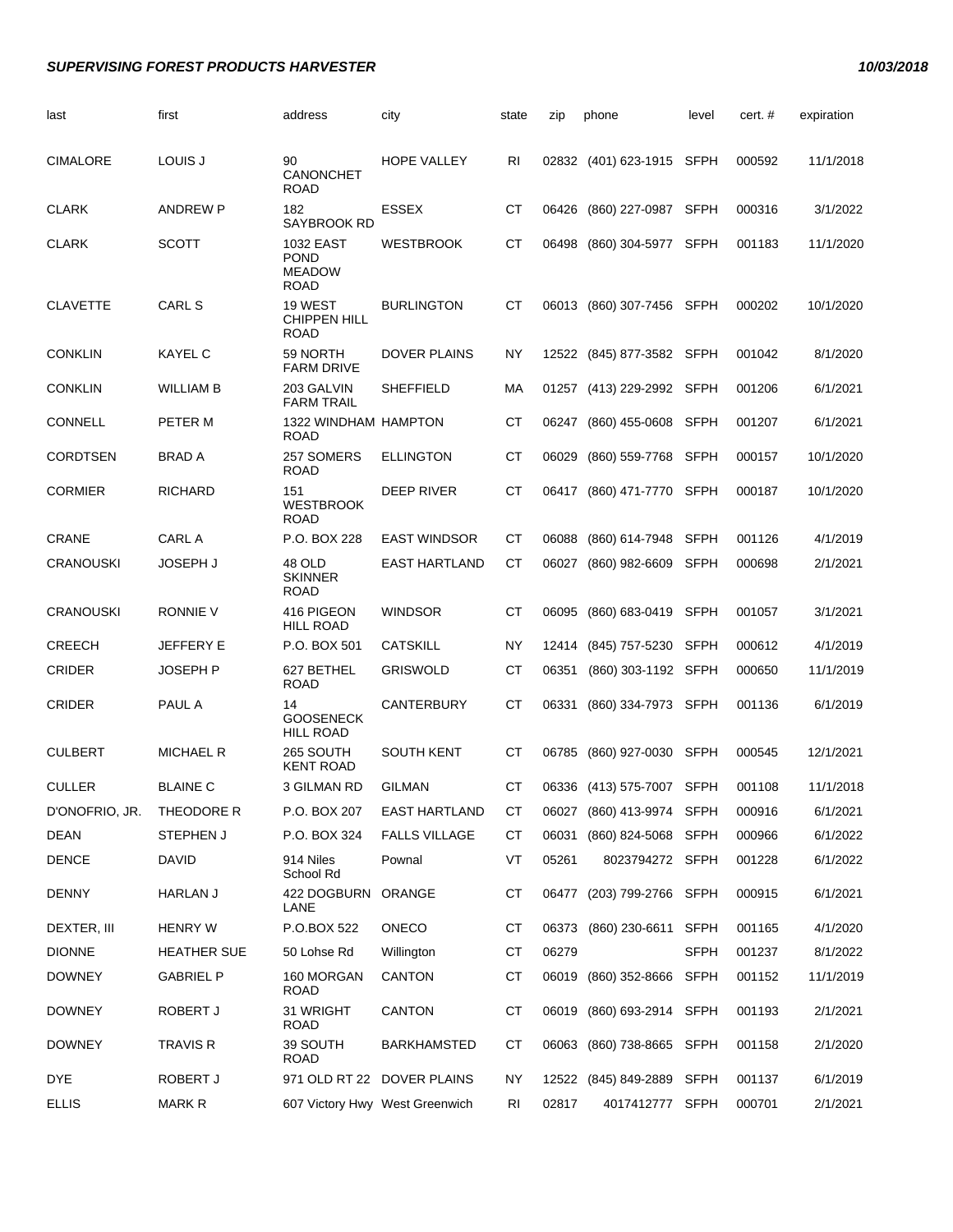***SUPERVISING FOREST PRODUCTS HARVESTER*** ***10/03/2018***

| last | first | address | city | state | zip | phone | level | cert. # | expiration |
|---|---|---|---|---|---|---|---|---|---|
| CIMALORE | LOUIS J | 90 CANONCHET ROAD | HOPE VALLEY | RI | 02832 | (401) 623-1915 | SFPH | 000592 | 11/1/2018 |
| CLARK | ANDREW P | 182 SAYBROOK RD | ESSEX | CT | 06426 | (860) 227-0987 | SFPH | 000316 | 3/1/2022 |
| CLARK | SCOTT | 1032 EAST POND MEADOW ROAD | WESTBROOK | CT | 06498 | (860) 304-5977 | SFPH | 001183 | 11/1/2020 |
| CLAVETTE | CARL S | 19 WEST CHIPPEN HILL ROAD | BURLINGTON | CT | 06013 | (860) 307-7456 | SFPH | 000202 | 10/1/2020 |
| CONKLIN | KAYEL C | 59 NORTH FARM DRIVE | DOVER PLAINS | NY | 12522 | (845) 877-3582 | SFPH | 001042 | 8/1/2020 |
| CONKLIN | WILLIAM B | 203 GALVIN FARM TRAIL | SHEFFIELD | MA | 01257 | (413) 229-2992 | SFPH | 001206 | 6/1/2021 |
| CONNELL | PETER M | 1322 WINDHAM ROAD | HAMPTON | CT | 06247 | (860) 455-0608 | SFPH | 001207 | 6/1/2021 |
| CORDTSEN | BRAD A | 257 SOMERS ROAD | ELLINGTON | CT | 06029 | (860) 559-7768 | SFPH | 000157 | 10/1/2020 |
| CORMIER | RICHARD | 151 WESTBROOK ROAD | DEEP RIVER | CT | 06417 | (860) 471-7770 | SFPH | 000187 | 10/1/2020 |
| CRANE | CARL A | P.O. BOX 228 | EAST WINDSOR | CT | 06088 | (860) 614-7948 | SFPH | 001126 | 4/1/2019 |
| CRANOUSKI | JOSEPH J | 48 OLD SKINNER ROAD | EAST HARTLAND | CT | 06027 | (860) 982-6609 | SFPH | 000698 | 2/1/2021 |
| CRANOUSKI | RONNIE V | 416 PIGEON HILL ROAD | WINDSOR | CT | 06095 | (860) 683-0419 | SFPH | 001057 | 3/1/2021 |
| CREECH | JEFFERY E | P.O. BOX 501 | CATSKILL | NY | 12414 | (845) 757-5230 | SFPH | 000612 | 4/1/2019 |
| CRIDER | JOSEPH P | 627 BETHEL ROAD | GRISWOLD | CT | 06351 | (860) 303-1192 | SFPH | 000650 | 11/1/2019 |
| CRIDER | PAUL A | 14 GOOSENECK HILL ROAD | CANTERBURY | CT | 06331 | (860) 334-7973 | SFPH | 001136 | 6/1/2019 |
| CULBERT | MICHAEL R | 265 SOUTH KENT ROAD | SOUTH KENT | CT | 06785 | (860) 927-0030 | SFPH | 000545 | 12/1/2021 |
| CULLER | BLAINE C | 3 GILMAN RD | GILMAN | CT | 06336 | (413) 575-7007 | SFPH | 001108 | 11/1/2018 |
| D'ONOFRIO, JR. | THEODORE R | P.O. BOX 207 | EAST HARTLAND | CT | 06027 | (860) 413-9974 | SFPH | 000916 | 6/1/2021 |
| DEAN | STEPHEN J | P.O. BOX 324 | FALLS VILLAGE | CT | 06031 | (860) 824-5068 | SFPH | 000966 | 6/1/2022 |
| DENCE | DAVID | 914 Niles School Rd | Pownal | VT | 05261 | 8023794272 | SFPH | 001228 | 6/1/2022 |
| DENNY | HARLAN J | 422 DOGBURN LANE | ORANGE | CT | 06477 | (203) 799-2766 | SFPH | 000915 | 6/1/2021 |
| DEXTER, III | HENRY W | P.O.BOX 522 | ONECO | CT | 06373 | (860) 230-6611 | SFPH | 001165 | 4/1/2020 |
| DIONNE | HEATHER SUE | 50 Lohse Rd | Willington | CT | 06279 | | SFPH | 001237 | 8/1/2022 |
| DOWNEY | GABRIEL P | 160 MORGAN ROAD | CANTON | CT | 06019 | (860) 352-8666 | SFPH | 001152 | 11/1/2019 |
| DOWNEY | ROBERT J | 31 WRIGHT ROAD | CANTON | CT | 06019 | (860) 693-2914 | SFPH | 001193 | 2/1/2021 |
| DOWNEY | TRAVIS R | 39 SOUTH ROAD | BARKHAMSTED | CT | 06063 | (860) 738-8665 | SFPH | 001158 | 2/1/2020 |
| DYE | ROBERT J | 971 OLD RT 22 | DOVER PLAINS | NY | 12522 | (845) 849-2889 | SFPH | 001137 | 6/1/2019 |
| ELLIS | MARK R | 607 Victory Hwy | West Greenwich | RI | 02817 | 4017412777 | SFPH | 000701 | 2/1/2021 |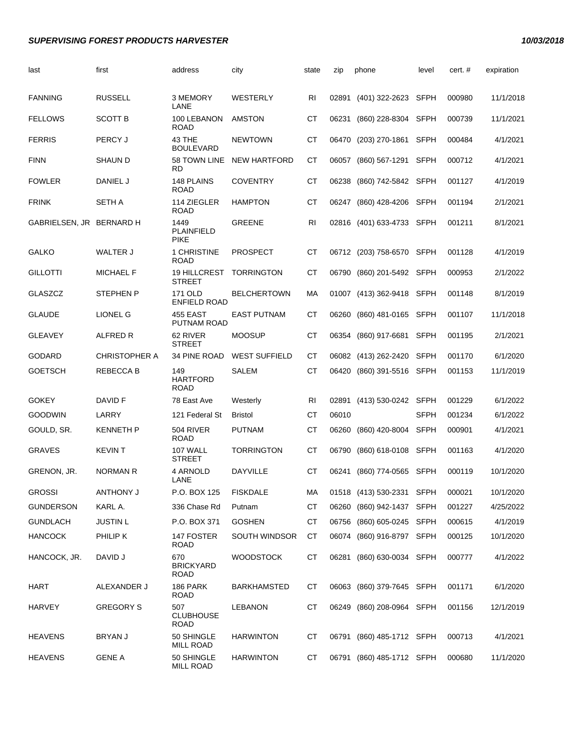***SUPERVISING FOREST PRODUCTS HARVESTER*** ***10/03/2018***

| last | first | address | city | state | zip | phone | level | cert. # | expiration |
|---|---|---|---|---|---|---|---|---|---|
| FANNING | RUSSELL | 3 MEMORY LANE | WESTERLY | RI | 02891 | (401) 322-2623 | SFPH | 000980 | 11/1/2018 |
| FELLOWS | SCOTT B | 100 LEBANON ROAD | AMSTON | CT | 06231 | (860) 228-8304 | SFPH | 000739 | 11/1/2021 |
| FERRIS | PERCY J | 43 THE BOULEVARD | NEWTOWN | CT | 06470 | (203) 270-1861 | SFPH | 000484 | 4/1/2021 |
| FINN | SHAUN D | 58 TOWN LINE RD | NEW HARTFORD | CT | 06057 | (860) 567-1291 | SFPH | 000712 | 4/1/2021 |
| FOWLER | DANIEL J | 148 PLAINS ROAD | COVENTRY | CT | 06238 | (860) 742-5842 | SFPH | 001127 | 4/1/2019 |
| FRINK | SETH A | 114 ZIEGLER ROAD | HAMPTON | CT | 06247 | (860) 428-4206 | SFPH | 001194 | 2/1/2021 |
| GABRIELSEN, JR | BERNARD H | 1449 PLAINFIELD PIKE | GREENE | RI | 02816 | (401) 633-4733 | SFPH | 001211 | 8/1/2021 |
| GALKO | WALTER J | 1 CHRISTINE ROAD | PROSPECT | CT | 06712 | (203) 758-6570 | SFPH | 001128 | 4/1/2019 |
| GILLOTTI | MICHAEL F | 19 HILLCREST STREET | TORRINGTON | CT | 06790 | (860) 201-5492 | SFPH | 000953 | 2/1/2022 |
| GLASZCZ | STEPHEN P | 171 OLD ENFIELD ROAD | BELCHERTOWN | MA | 01007 | (413) 362-9418 | SFPH | 001148 | 8/1/2019 |
| GLAUDE | LIONEL G | 455 EAST PUTNAM ROAD | EAST PUTNAM | CT | 06260 | (860) 481-0165 | SFPH | 001107 | 11/1/2018 |
| GLEAVEY | ALFRED R | 62 RIVER STREET | MOOSUP | CT | 06354 | (860) 917-6681 | SFPH | 001195 | 2/1/2021 |
| GODARD | CHRISTOPHER A | 34 PINE ROAD | WEST SUFFIELD | CT | 06082 | (413) 262-2420 | SFPH | 001170 | 6/1/2020 |
| GOETSCH | REBECCA B | 149 HARTFORD ROAD | SALEM | CT | 06420 | (860) 391-5516 | SFPH | 001153 | 11/1/2019 |
| GOKEY | DAVID F | 78 East Ave | Westerly | RI | 02891 | (413) 530-0242 | SFPH | 001229 | 6/1/2022 |
| GOODWIN | LARRY | 121 Federal St | Bristol | CT | 06010 | | SFPH | 001234 | 6/1/2022 |
| GOULD, SR. | KENNETH P | 504 RIVER ROAD | PUTNAM | CT | 06260 | (860) 420-8004 | SFPH | 000901 | 4/1/2021 |
| GRAVES | KEVIN T | 107 WALL STREET | TORRINGTON | CT | 06790 | (860) 618-0108 | SFPH | 001163 | 4/1/2020 |
| GRENON, JR. | NORMAN R | 4 ARNOLD LANE | DAYVILLE | CT | 06241 | (860) 774-0565 | SFPH | 000119 | 10/1/2020 |
| GROSSI | ANTHONY J | P.O. BOX 125 | FISKDALE | MA | 01518 | (413) 530-2331 | SFPH | 000021 | 10/1/2020 |
| GUNDERSON | KARL A. | 336 Chase Rd | Putnam | CT | 06260 | (860) 942-1437 | SFPH | 001227 | 4/25/2022 |
| GUNDLACH | JUSTIN L | P.O. BOX 371 | GOSHEN | CT | 06756 | (860) 605-0245 | SFPH | 000615 | 4/1/2019 |
| HANCOCK | PHILIP K | 147 FOSTER ROAD | SOUTH WINDSOR | CT | 06074 | (860) 916-8797 | SFPH | 000125 | 10/1/2020 |
| HANCOCK, JR. | DAVID J | 670 BRICKYARD ROAD | WOODSTOCK | CT | 06281 | (860) 630-0034 | SFPH | 000777 | 4/1/2022 |
| HART | ALEXANDER J | 186 PARK ROAD | BARKHAMSTED | CT | 06063 | (860) 379-7645 | SFPH | 001171 | 6/1/2020 |
| HARVEY | GREGORY S | 507 CLUBHOUSE ROAD | LEBANON | CT | 06249 | (860) 208-0964 | SFPH | 001156 | 12/1/2019 |
| HEAVENS | BRYAN J | 50 SHINGLE MILL ROAD | HARWINTON | CT | 06791 | (860) 485-1712 | SFPH | 000713 | 4/1/2021 |
| HEAVENS | GENE A | 50 SHINGLE MILL ROAD | HARWINTON | CT | 06791 | (860) 485-1712 | SFPH | 000680 | 11/1/2020 |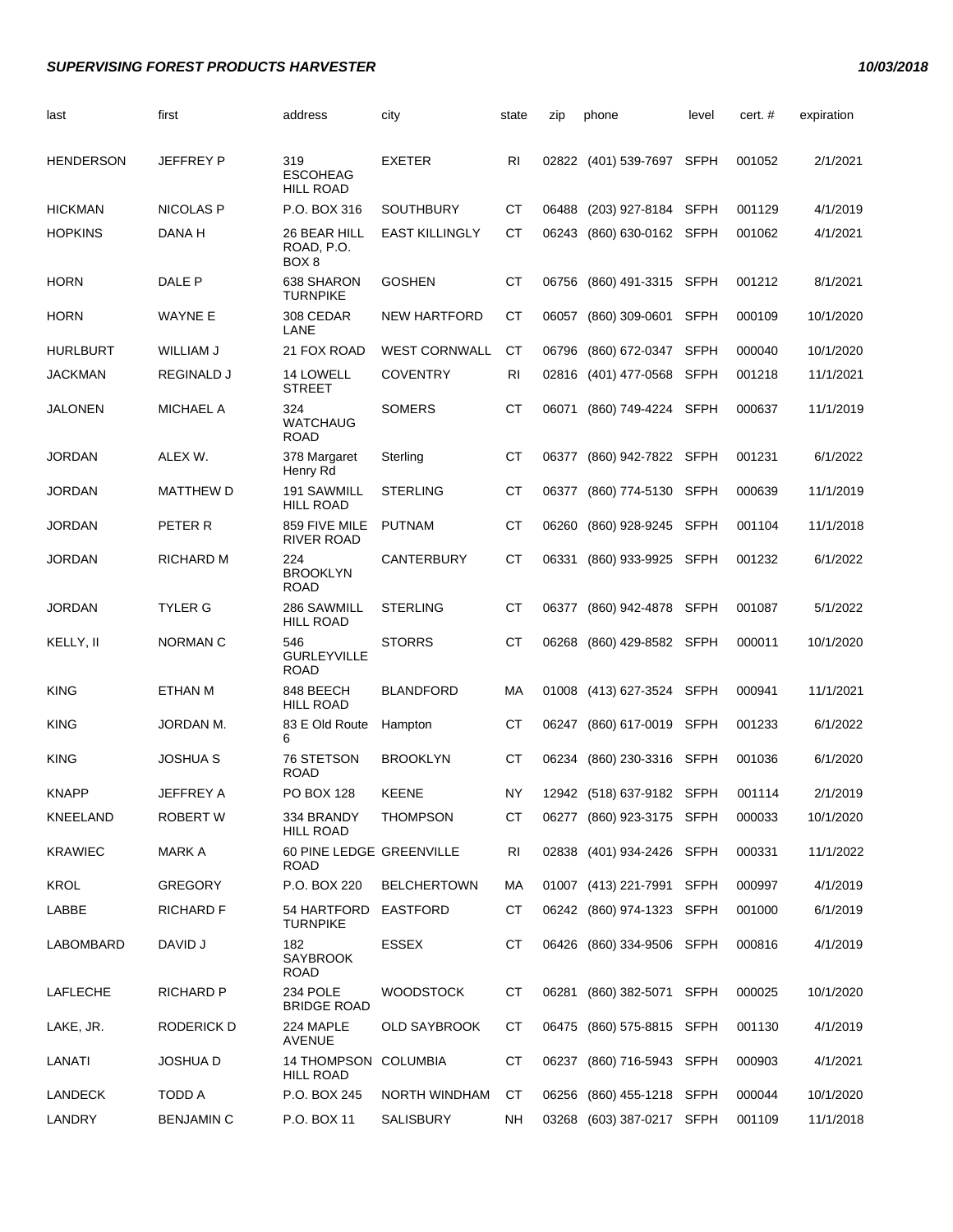***SUPERVISING FOREST PRODUCTS HARVESTER*** ***10/03/2018***

| last | first | address | city | state | zip | phone | level | cert. # | expiration |
|---|---|---|---|---|---|---|---|---|---|
| HENDERSON | JEFFREY P | 319 ESCOHEAG HILL ROAD | EXETER | RI | 02822 | (401) 539-7697 | SFPH | 001052 | 2/1/2021 |
| HICKMAN | NICOLAS P | P.O. BOX 316 | SOUTHBURY | CT | 06488 | (203) 927-8184 | SFPH | 001129 | 4/1/2019 |
| HOPKINS | DANA H | 26 BEAR HILL ROAD, P.O. BOX 8 | EAST KILLINGLY | CT | 06243 | (860) 630-0162 | SFPH | 001062 | 4/1/2021 |
| HORN | DALE P | 638 SHARON TURNPIKE | GOSHEN | CT | 06756 | (860) 491-3315 | SFPH | 001212 | 8/1/2021 |
| HORN | WAYNE E | 308 CEDAR LANE | NEW HARTFORD | CT | 06057 | (860) 309-0601 | SFPH | 000109 | 10/1/2020 |
| HURLBURT | WILLIAM J | 21 FOX ROAD | WEST CORNWALL | CT | 06796 | (860) 672-0347 | SFPH | 000040 | 10/1/2020 |
| JACKMAN | REGINALD J | 14 LOWELL STREET | COVENTRY | RI | 02816 | (401) 477-0568 | SFPH | 001218 | 11/1/2021 |
| JALONEN | MICHAEL A | 324 WATCHAUG ROAD | SOMERS | CT | 06071 | (860) 749-4224 | SFPH | 000637 | 11/1/2019 |
| JORDAN | ALEX W. | 378 Margaret Henry Rd | Sterling | CT | 06377 | (860) 942-7822 | SFPH | 001231 | 6/1/2022 |
| JORDAN | MATTHEW D | 191 SAWMILL HILL ROAD | STERLING | CT | 06377 | (860) 774-5130 | SFPH | 000639 | 11/1/2019 |
| JORDAN | PETER R | 859 FIVE MILE RIVER ROAD | PUTNAM | CT | 06260 | (860) 928-9245 | SFPH | 001104 | 11/1/2018 |
| JORDAN | RICHARD M | 224 BROOKLYN ROAD | CANTERBURY | CT | 06331 | (860) 933-9925 | SFPH | 001232 | 6/1/2022 |
| JORDAN | TYLER G | 286 SAWMILL HILL ROAD | STERLING | CT | 06377 | (860) 942-4878 | SFPH | 001087 | 5/1/2022 |
| KELLY, II | NORMAN C | 546 GURLEYVILLE ROAD | STORRS | CT | 06268 | (860) 429-8582 | SFPH | 000011 | 10/1/2020 |
| KING | ETHAN M | 848 BEECH HILL ROAD | BLANDFORD | MA | 01008 | (413) 627-3524 | SFPH | 000941 | 11/1/2021 |
| KING | JORDAN M. | 83 E Old Route 6 | Hampton | CT | 06247 | (860) 617-0019 | SFPH | 001233 | 6/1/2022 |
| KING | JOSHUA S | 76 STETSON ROAD | BROOKLYN | CT | 06234 | (860) 230-3316 | SFPH | 001036 | 6/1/2020 |
| KNAPP | JEFFREY A | PO BOX 128 | KEENE | NY | 12942 | (518) 637-9182 | SFPH | 001114 | 2/1/2019 |
| KNEELAND | ROBERT W | 334 BRANDY HILL ROAD | THOMPSON | CT | 06277 | (860) 923-3175 | SFPH | 000033 | 10/1/2020 |
| KRAWIEC | MARK A | 60 PINE LEDGE ROAD | GREENVILLE | RI | 02838 | (401) 934-2426 | SFPH | 000331 | 11/1/2022 |
| KROL | GREGORY | P.O. BOX 220 | BELCHERTOWN | MA | 01007 | (413) 221-7991 | SFPH | 000997 | 4/1/2019 |
| LABBE | RICHARD F | 54 HARTFORD TURNPIKE | EASTFORD | CT | 06242 | (860) 974-1323 | SFPH | 001000 | 6/1/2019 |
| LABOMBARD | DAVID J | 182 SAYBROOK ROAD | ESSEX | CT | 06426 | (860) 334-9506 | SFPH | 000816 | 4/1/2019 |
| LAFLECHE | RICHARD P | 234 POLE BRIDGE ROAD | WOODSTOCK | CT | 06281 | (860) 382-5071 | SFPH | 000025 | 10/1/2020 |
| LAKE, JR. | RODERICK D | 224 MAPLE AVENUE | OLD SAYBROOK | CT | 06475 | (860) 575-8815 | SFPH | 001130 | 4/1/2019 |
| LANATI | JOSHUA D | 14 THOMPSON HILL ROAD | COLUMBIA | CT | 06237 | (860) 716-5943 | SFPH | 000903 | 4/1/2021 |
| LANDECK | TODD A | P.O. BOX 245 | NORTH WINDHAM | CT | 06256 | (860) 455-1218 | SFPH | 000044 | 10/1/2020 |
| LANDRY | BENJAMIN C | P.O. BOX 11 | SALISBURY | NH | 03268 | (603) 387-0217 | SFPH | 001109 | 11/1/2018 |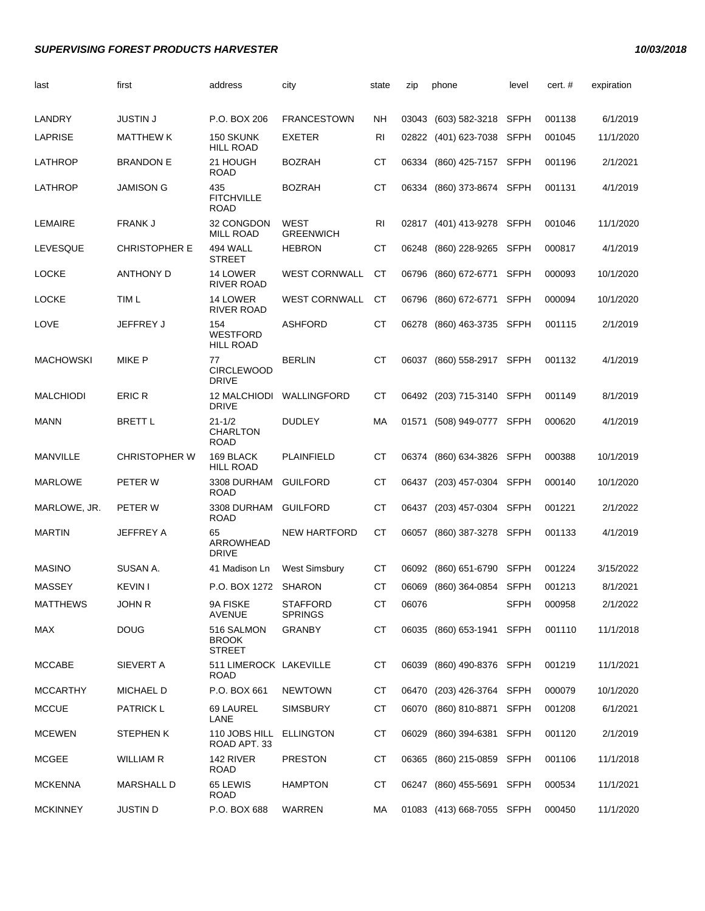***SUPERVISING FOREST PRODUCTS HARVESTER*** ***10/03/2018***

| last | first | address | city | state | zip | phone | level | cert. # | expiration |
|---|---|---|---|---|---|---|---|---|---|
| LANDRY | JUSTIN J | P.O. BOX 206 | FRANCESTOWN | NH | 03043 | (603) 582-3218 | SFPH | 001138 | 6/1/2019 |
| LAPRISE | MATTHEW K | 150 SKUNK HILL ROAD | EXETER | RI | 02822 | (401) 623-7038 | SFPH | 001045 | 11/1/2020 |
| LATHROP | BRANDON E | 21 HOUGH ROAD | BOZRAH | CT | 06334 | (860) 425-7157 | SFPH | 001196 | 2/1/2021 |
| LATHROP | JAMISON G | 435 FITCHVILLE ROAD | BOZRAH | CT | 06334 | (860) 373-8674 | SFPH | 001131 | 4/1/2019 |
| LEMAIRE | FRANK J | 32 CONGDON MILL ROAD | WEST GREENWICH | RI | 02817 | (401) 413-9278 | SFPH | 001046 | 11/1/2020 |
| LEVESQUE | CHRISTOPHER E | 494 WALL STREET | HEBRON | CT | 06248 | (860) 228-9265 | SFPH | 000817 | 4/1/2019 |
| LOCKE | ANTHONY D | 14 LOWER RIVER ROAD | WEST CORNWALL | CT | 06796 | (860) 672-6771 | SFPH | 000093 | 10/1/2020 |
| LOCKE | TIM L | 14 LOWER RIVER ROAD | WEST CORNWALL | CT | 06796 | (860) 672-6771 | SFPH | 000094 | 10/1/2020 |
| LOVE | JEFFREY J | 154 WESTFORD HILL ROAD | ASHFORD | CT | 06278 | (860) 463-3735 | SFPH | 001115 | 2/1/2019 |
| MACHOWSKI | MIKE P | 77 CIRCLEWOOD DRIVE | BERLIN | CT | 06037 | (860) 558-2917 | SFPH | 001132 | 4/1/2019 |
| MALCHIODI | ERIC R | 12 MALCHIODI DRIVE | WALLINGFORD | CT | 06492 | (203) 715-3140 | SFPH | 001149 | 8/1/2019 |
| MANN | BRETT L | 21-1/2 CHARLTON ROAD | DUDLEY | MA | 01571 | (508) 949-0777 | SFPH | 000620 | 4/1/2019 |
| MANVILLE | CHRISTOPHER W | 169 BLACK HILL ROAD | PLAINFIELD | CT | 06374 | (860) 634-3826 | SFPH | 000388 | 10/1/2019 |
| MARLOWE | PETER W | 3308 DURHAM ROAD | GUILFORD | CT | 06437 | (203) 457-0304 | SFPH | 000140 | 10/1/2020 |
| MARLOWE, JR. | PETER W | 3308 DURHAM ROAD | GUILFORD | CT | 06437 | (203) 457-0304 | SFPH | 001221 | 2/1/2022 |
| MARTIN | JEFFREY A | 65 ARROWHEAD DRIVE | NEW HARTFORD | CT | 06057 | (860) 387-3278 | SFPH | 001133 | 4/1/2019 |
| MASINO | SUSAN A. | 41 Madison Ln | West Simsbury | CT | 06092 | (860) 651-6790 | SFPH | 001224 | 3/15/2022 |
| MASSEY | KEVIN I | P.O. BOX 1272 | SHARON | CT | 06069 | (860) 364-0854 | SFPH | 001213 | 8/1/2021 |
| MATTHEWS | JOHN R | 9A FISKE AVENUE | STAFFORD SPRINGS | CT | 06076 | | SFPH | 000958 | 2/1/2022 |
| MAX | DOUG | 516 SALMON BROOK STREET | GRANBY | CT | 06035 | (860) 653-1941 | SFPH | 001110 | 11/1/2018 |
| MCCABE | SIEVERT A | 511 LIMEROCK ROAD | LAKEVILLE | CT | 06039 | (860) 490-8376 | SFPH | 001219 | 11/1/2021 |
| MCCARTHY | MICHAEL D | P.O. BOX 661 | NEWTOWN | CT | 06470 | (203) 426-3764 | SFPH | 000079 | 10/1/2020 |
| MCCUE | PATRICK L | 69 LAUREL LANE | SIMSBURY | CT | 06070 | (860) 810-8871 | SFPH | 001208 | 6/1/2021 |
| MCEWEN | STEPHEN K | 110 JOBS HILL ROAD APT. 33 | ELLINGTON | CT | 06029 | (860) 394-6381 | SFPH | 001120 | 2/1/2019 |
| MCGEE | WILLIAM R | 142 RIVER ROAD | PRESTON | CT | 06365 | (860) 215-0859 | SFPH | 001106 | 11/1/2018 |
| MCKENNA | MARSHALL D | 65 LEWIS ROAD | HAMPTON | CT | 06247 | (860) 455-5691 | SFPH | 000534 | 11/1/2021 |
| MCKINNEY | JUSTIN D | P.O. BOX 688 | WARREN | MA | 01083 | (413) 668-7055 | SFPH | 000450 | 11/1/2020 |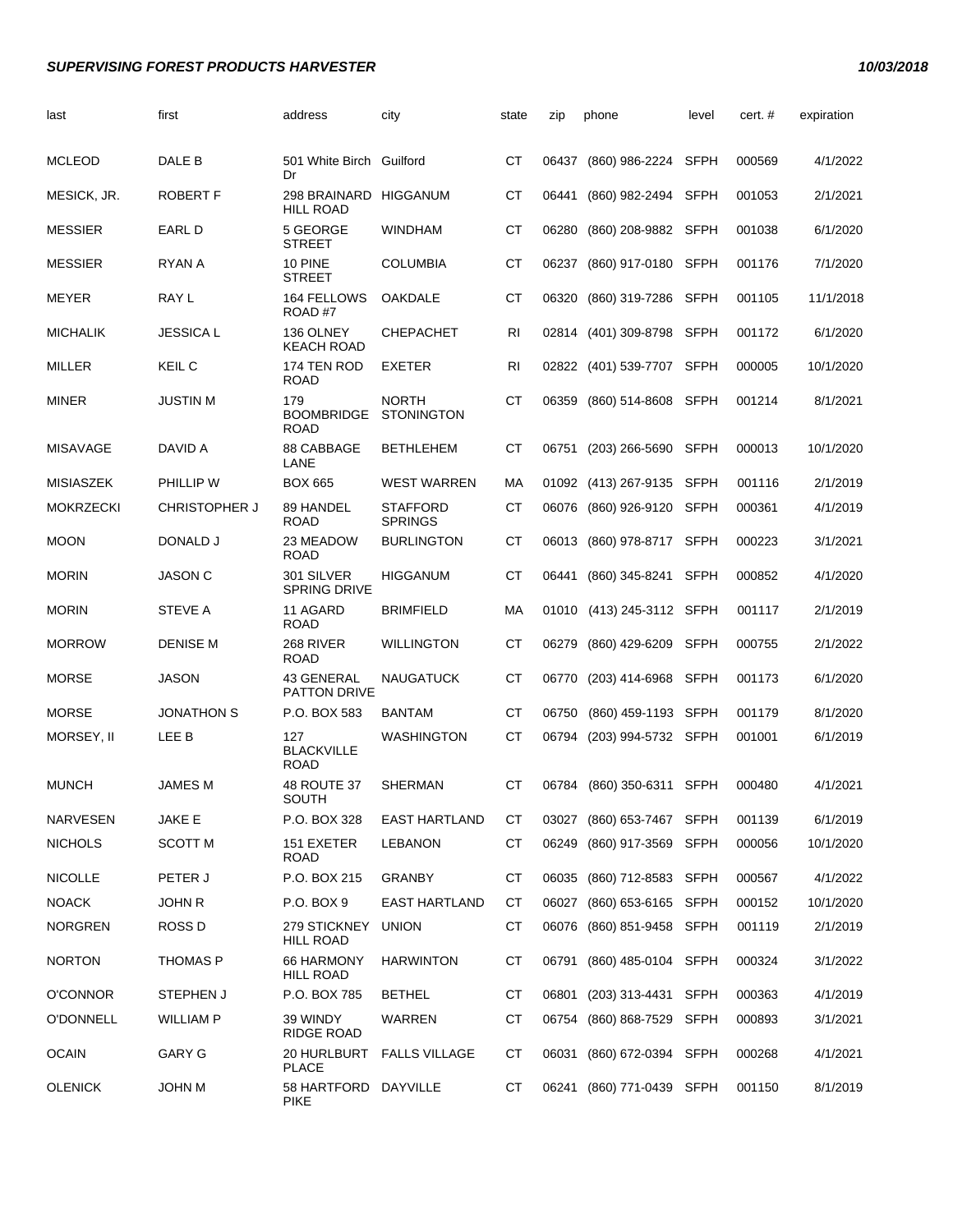***SUPERVISING FOREST PRODUCTS HARVESTER*** ***10/03/2018***

| last | first | address | city | state | zip | phone | level | cert. # | expiration |
|---|---|---|---|---|---|---|---|---|---|
| MCLEOD | DALE B | 501 White Birch Dr | Guilford | CT | 06437 | (860) 986-2224 | SFPH | 000569 | 4/1/2022 |
| MESICK, JR. | ROBERT F | 298 BRAINARD HILL ROAD | HIGGANUM | CT | 06441 | (860) 982-2494 | SFPH | 001053 | 2/1/2021 |
| MESSIER | EARL D | 5 GEORGE STREET | WINDHAM | CT | 06280 | (860) 208-9882 | SFPH | 001038 | 6/1/2020 |
| MESSIER | RYAN A | 10 PINE STREET | COLUMBIA | CT | 06237 | (860) 917-0180 | SFPH | 001176 | 7/1/2020 |
| MEYER | RAY L | 164 FELLOWS ROAD #7 | OAKDALE | CT | 06320 | (860) 319-7286 | SFPH | 001105 | 11/1/2018 |
| MICHALIK | JESSICA L | 136 OLNEY KEACH ROAD | CHEPACHET | RI | 02814 | (401) 309-8798 | SFPH | 001172 | 6/1/2020 |
| MILLER | KEIL C | 174 TEN ROD ROAD | EXETER | RI | 02822 | (401) 539-7707 | SFPH | 000005 | 10/1/2020 |
| MINER | JUSTIN M | 179 BOOMBRIDGE ROAD | NORTH STONINGTON | CT | 06359 | (860) 514-8608 | SFPH | 001214 | 8/1/2021 |
| MISAVAGE | DAVID A | 88 CABBAGE LANE | BETHLEHEM | CT | 06751 | (203) 266-5690 | SFPH | 000013 | 10/1/2020 |
| MISIASZEK | PHILLIP W | BOX 665 | WEST WARREN | MA | 01092 | (413) 267-9135 | SFPH | 001116 | 2/1/2019 |
| MOKRZECKI | CHRISTOPHER J | 89 HANDEL ROAD | STAFFORD SPRINGS | CT | 06076 | (860) 926-9120 | SFPH | 000361 | 4/1/2019 |
| MOON | DONALD J | 23 MEADOW ROAD | BURLINGTON | CT | 06013 | (860) 978-8717 | SFPH | 000223 | 3/1/2021 |
| MORIN | JASON C | 301 SILVER SPRING DRIVE | HIGGANUM | CT | 06441 | (860) 345-8241 | SFPH | 000852 | 4/1/2020 |
| MORIN | STEVE A | 11 AGARD ROAD | BRIMFIELD | MA | 01010 | (413) 245-3112 | SFPH | 001117 | 2/1/2019 |
| MORROW | DENISE M | 268 RIVER ROAD | WILLINGTON | CT | 06279 | (860) 429-6209 | SFPH | 000755 | 2/1/2022 |
| MORSE | JASON | 43 GENERAL PATTON DRIVE | NAUGATUCK | CT | 06770 | (203) 414-6968 | SFPH | 001173 | 6/1/2020 |
| MORSE | JONATHON S | P.O. BOX 583 | BANTAM | CT | 06750 | (860) 459-1193 | SFPH | 001179 | 8/1/2020 |
| MORSEY, II | LEE B | 127 BLACKVILLE ROAD | WASHINGTON | CT | 06794 | (203) 994-5732 | SFPH | 001001 | 6/1/2019 |
| MUNCH | JAMES M | 48 ROUTE 37 SOUTH | SHERMAN | CT | 06784 | (860) 350-6311 | SFPH | 000480 | 4/1/2021 |
| NARVESEN | JAKE E | P.O. BOX 328 | EAST HARTLAND | CT | 03027 | (860) 653-7467 | SFPH | 001139 | 6/1/2019 |
| NICHOLS | SCOTT M | 151 EXETER ROAD | LEBANON | CT | 06249 | (860) 917-3569 | SFPH | 000056 | 10/1/2020 |
| NICOLLE | PETER J | P.O. BOX 215 | GRANBY | CT | 06035 | (860) 712-8583 | SFPH | 000567 | 4/1/2022 |
| NOACK | JOHN R | P.O. BOX 9 | EAST HARTLAND | CT | 06027 | (860) 653-6165 | SFPH | 000152 | 10/1/2020 |
| NORGREN | ROSS D | 279 STICKNEY HILL ROAD | UNION | CT | 06076 | (860) 851-9458 | SFPH | 001119 | 2/1/2019 |
| NORTON | THOMAS P | 66 HARMONY HILL ROAD | HARWINTON | CT | 06791 | (860) 485-0104 | SFPH | 000324 | 3/1/2022 |
| O'CONNOR | STEPHEN J | P.O. BOX 785 | BETHEL | CT | 06801 | (203) 313-4431 | SFPH | 000363 | 4/1/2019 |
| O'DONNELL | WILLIAM P | 39 WINDY RIDGE ROAD | WARREN | CT | 06754 | (860) 868-7529 | SFPH | 000893 | 3/1/2021 |
| OCAIN | GARY G | 20 HURLBURT PLACE | FALLS VILLAGE | CT | 06031 | (860) 672-0394 | SFPH | 000268 | 4/1/2021 |
| OLENICK | JOHN M | 58 HARTFORD PIKE | DAYVILLE | CT | 06241 | (860) 771-0439 | SFPH | 001150 | 8/1/2019 |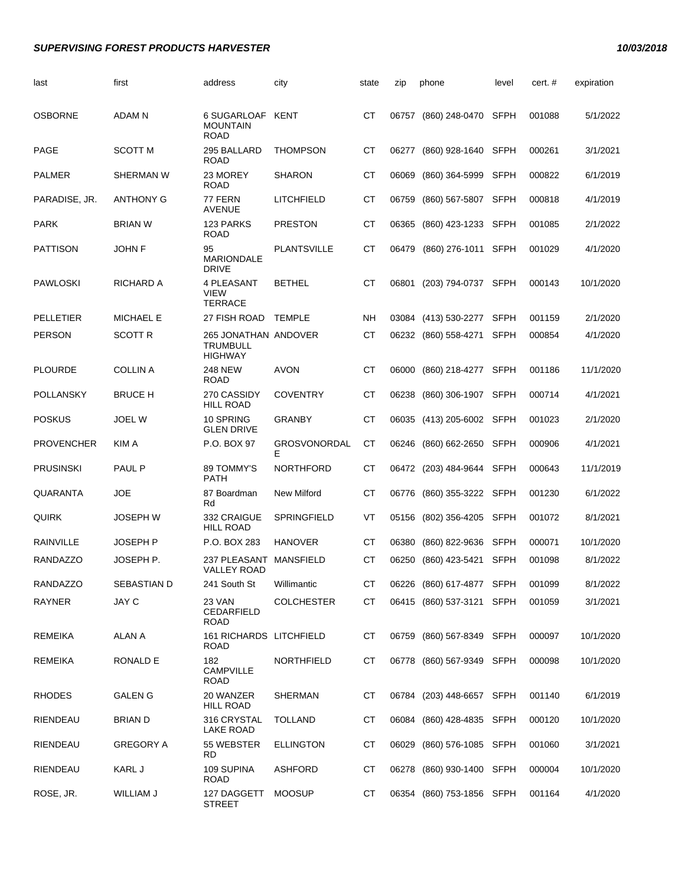***SUPERVISING FOREST PRODUCTS HARVESTER*** ***10/03/2018***

| last | first | address | city | state | zip | phone | level | cert. # | expiration |
|---|---|---|---|---|---|---|---|---|---|
| OSBORNE | ADAM N | 6 SUGARLOAF MOUNTAIN ROAD | KENT | CT | 06757 | (860) 248-0470 | SFPH | 001088 | 5/1/2022 |
| PAGE | SCOTT M | 295 BALLARD ROAD | THOMPSON | CT | 06277 | (860) 928-1640 | SFPH | 000261 | 3/1/2021 |
| PALMER | SHERMAN W | 23 MOREY ROAD | SHARON | CT | 06069 | (860) 364-5999 | SFPH | 000822 | 6/1/2019 |
| PARADISE, JR. | ANTHONY G | 77 FERN AVENUE | LITCHFIELD | CT | 06759 | (860) 567-5807 | SFPH | 000818 | 4/1/2019 |
| PARK | BRIAN W | 123 PARKS ROAD | PRESTON | CT | 06365 | (860) 423-1233 | SFPH | 001085 | 2/1/2022 |
| PATTISON | JOHN F | 95 MARIONDALE DRIVE | PLANTSVILLE | CT | 06479 | (860) 276-1011 | SFPH | 001029 | 4/1/2020 |
| PAWLOSKI | RICHARD A | 4 PLEASANT VIEW TERRACE | BETHEL | CT | 06801 | (203) 794-0737 | SFPH | 000143 | 10/1/2020 |
| PELLETIER | MICHAEL E | 27 FISH ROAD | TEMPLE | NH | 03084 | (413) 530-2277 | SFPH | 001159 | 2/1/2020 |
| PERSON | SCOTT R | 265 JONATHAN TRUMBULL HIGHWAY | ANDOVER | CT | 06232 | (860) 558-4271 | SFPH | 000854 | 4/1/2020 |
| PLOURDE | COLLIN A | 248 NEW ROAD | AVON | CT | 06000 | (860) 218-4277 | SFPH | 001186 | 11/1/2020 |
| POLLANSKY | BRUCE H | 270 CASSIDY HILL ROAD | COVENTRY | CT | 06238 | (860) 306-1907 | SFPH | 000714 | 4/1/2021 |
| POSKUS | JOEL W | 10 SPRING GLEN DRIVE | GRANBY | CT | 06035 | (413) 205-6002 | SFPH | 001023 | 2/1/2020 |
| PROVENCHER | KIM A | P.O. BOX 97 | GROSVONORDALE | CT | 06246 | (860) 662-2650 | SFPH | 000906 | 4/1/2021 |
| PRUSINSKI | PAUL P | 89 TOMMY'S PATH | NORTHFORD | CT | 06472 | (203) 484-9644 | SFPH | 000643 | 11/1/2019 |
| QUARANTA | JOE | 87 Boardman Rd | New Milford | CT | 06776 | (860) 355-3222 | SFPH | 001230 | 6/1/2022 |
| QUIRK | JOSEPH W | 332 CRAIGUE HILL ROAD | SPRINGFIELD | VT | 05156 | (802) 356-4205 | SFPH | 001072 | 8/1/2021 |
| RAINVILLE | JOSEPH P | P.O. BOX 283 | HANOVER | CT | 06380 | (860) 822-9636 | SFPH | 000071 | 10/1/2020 |
| RANDAZZO | JOSEPH P. | 237 PLEASANT VALLEY ROAD | MANSFIELD | CT | 06250 | (860) 423-5421 | SFPH | 001098 | 8/1/2022 |
| RANDAZZO | SEBASTIAN D | 241 South St | Willimantic | CT | 06226 | (860) 617-4877 | SFPH | 001099 | 8/1/2022 |
| RAYNER | JAY C | 23 VAN CEDARFIELD ROAD | COLCHESTER | CT | 06415 | (860) 537-3121 | SFPH | 001059 | 3/1/2021 |
| REMEIKA | ALAN A | 161 RICHARDS ROAD | LITCHFIELD | CT | 06759 | (860) 567-8349 | SFPH | 000097 | 10/1/2020 |
| REMEIKA | RONALD E | 182 CAMPVILLE ROAD | NORTHFIELD | CT | 06778 | (860) 567-9349 | SFPH | 000098 | 10/1/2020 |
| RHODES | GALEN G | 20 WANZER HILL ROAD | SHERMAN | CT | 06784 | (203) 448-6657 | SFPH | 001140 | 6/1/2019 |
| RIENDEAU | BRIAN D | 316 CRYSTAL LAKE ROAD | TOLLAND | CT | 06084 | (860) 428-4835 | SFPH | 000120 | 10/1/2020 |
| RIENDEAU | GREGORY A | 55 WEBSTER RD | ELLINGTON | CT | 06029 | (860) 576-1085 | SFPH | 001060 | 3/1/2021 |
| RIENDEAU | KARL J | 109 SUPINA ROAD | ASHFORD | CT | 06278 | (860) 930-1400 | SFPH | 000004 | 10/1/2020 |
| ROSE, JR. | WILLIAM J | 127 DAGGETT STREET | MOOSUP | CT | 06354 | (860) 753-1856 | SFPH | 001164 | 4/1/2020 |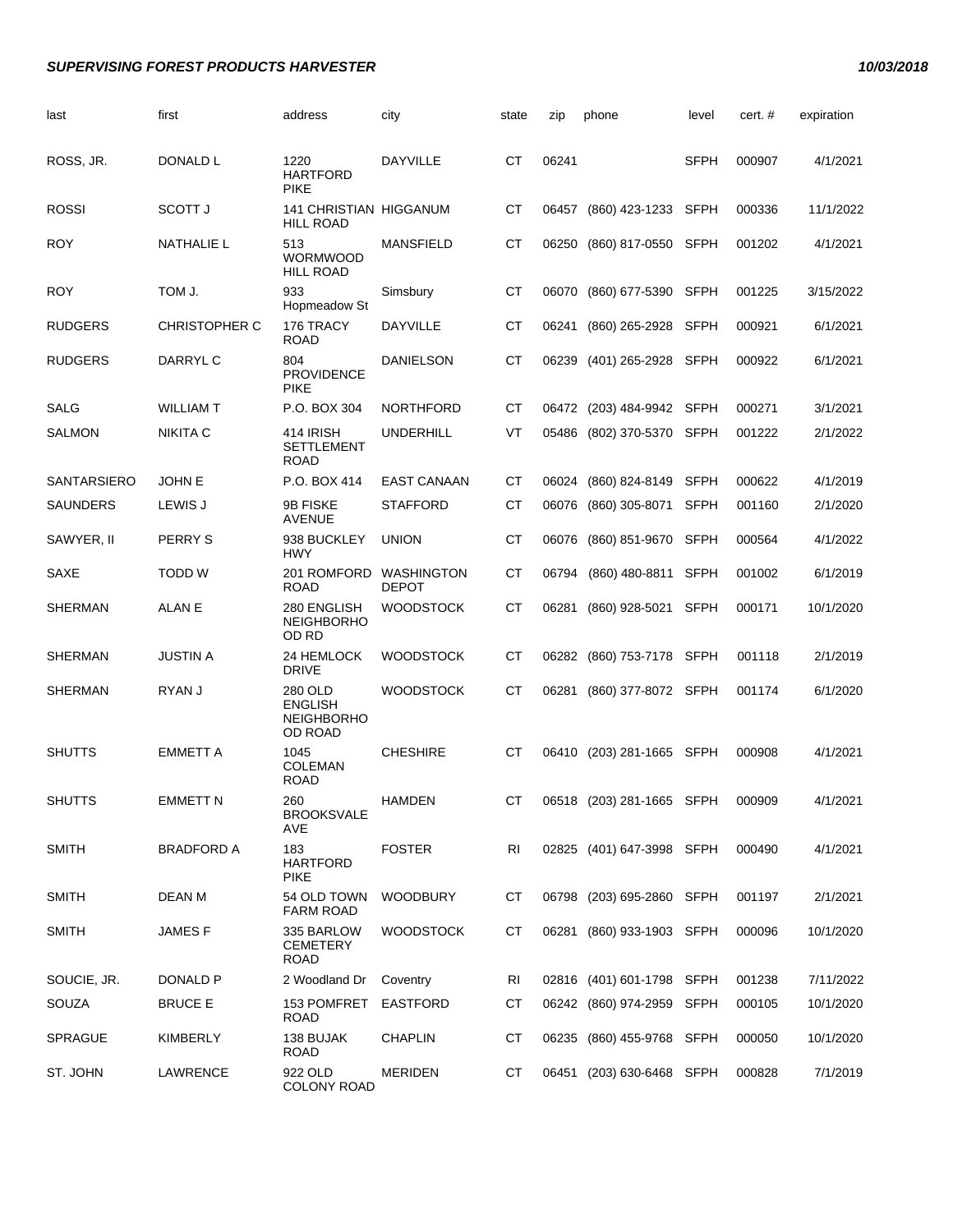***SUPERVISING FOREST PRODUCTS HARVESTER*** ***10/03/2018***

| last | first | address | city | state | zip | phone | level | cert. # | expiration |
|---|---|---|---|---|---|---|---|---|---|
| ROSS, JR. | DONALD L | 1220 HARTFORD PIKE | DAYVILLE | CT | 06241 | | SFPH | 000907 | 4/1/2021 |
| ROSSI | SCOTT J | 141 CHRISTIAN HILL ROAD | HIGGANUM | CT | 06457 | (860) 423-1233 | SFPH | 000336 | 11/1/2022 |
| ROY | NATHALIE L | 513 WORMWOOD HILL ROAD | MANSFIELD | CT | 06250 | (860) 817-0550 | SFPH | 001202 | 4/1/2021 |
| ROY | TOM J. | 933 Hopmeadow St | Simsbury | CT | 06070 | (860) 677-5390 | SFPH | 001225 | 3/15/2022 |
| RUDGERS | CHRISTOPHER C | 176 TRACY ROAD | DAYVILLE | CT | 06241 | (860) 265-2928 | SFPH | 000921 | 6/1/2021 |
| RUDGERS | DARRYL C | 804 PROVIDENCE PIKE | DANIELSON | CT | 06239 | (401) 265-2928 | SFPH | 000922 | 6/1/2021 |
| SALG | WILLIAM T | P.O. BOX 304 | NORTHFORD | CT | 06472 | (203) 484-9942 | SFPH | 000271 | 3/1/2021 |
| SALMON | NIKITA C | 414 IRISH SETTLEMENT ROAD | UNDERHILL | VT | 05486 | (802) 370-5370 | SFPH | 001222 | 2/1/2022 |
| SANTARSIERO | JOHN E | P.O. BOX 414 | EAST CANAAN | CT | 06024 | (860) 824-8149 | SFPH | 000622 | 4/1/2019 |
| SAUNDERS | LEWIS J | 9B FISKE AVENUE | STAFFORD | CT | 06076 | (860) 305-8071 | SFPH | 001160 | 2/1/2020 |
| SAWYER, II | PERRY S | 938 BUCKLEY HWY | UNION | CT | 06076 | (860) 851-9670 | SFPH | 000564 | 4/1/2022 |
| SAXE | TODD W | 201 ROMFORD ROAD | WASHINGTON DEPOT | CT | 06794 | (860) 480-8811 | SFPH | 001002 | 6/1/2019 |
| SHERMAN | ALAN E | 280 ENGLISH NEIGHBORHOOD RD | WOODSTOCK | CT | 06281 | (860) 928-5021 | SFPH | 000171 | 10/1/2020 |
| SHERMAN | JUSTIN A | 24 HEMLOCK DRIVE | WOODSTOCK | CT | 06282 | (860) 753-7178 | SFPH | 001118 | 2/1/2019 |
| SHERMAN | RYAN J | 280 OLD ENGLISH NEIGHBORHOOD ROAD | WOODSTOCK | CT | 06281 | (860) 377-8072 | SFPH | 001174 | 6/1/2020 |
| SHUTTS | EMMETT A | 1045 COLEMAN ROAD | CHESHIRE | CT | 06410 | (203) 281-1665 | SFPH | 000908 | 4/1/2021 |
| SHUTTS | EMMETT N | 260 BROOKSVALE AVE | HAMDEN | CT | 06518 | (203) 281-1665 | SFPH | 000909 | 4/1/2021 |
| SMITH | BRADFORD A | 183 HARTFORD PIKE | FOSTER | RI | 02825 | (401) 647-3998 | SFPH | 000490 | 4/1/2021 |
| SMITH | DEAN M | 54 OLD TOWN FARM ROAD | WOODBURY | CT | 06798 | (203) 695-2860 | SFPH | 001197 | 2/1/2021 |
| SMITH | JAMES F | 335 BARLOW CEMETERY ROAD | WOODSTOCK | CT | 06281 | (860) 933-1903 | SFPH | 000096 | 10/1/2020 |
| SOUCIE, JR. | DONALD P | 2 Woodland Dr | Coventry | RI | 02816 | (401) 601-1798 | SFPH | 001238 | 7/11/2022 |
| SOUZA | BRUCE E | 153 POMFRET ROAD | EASTFORD | CT | 06242 | (860) 974-2959 | SFPH | 000105 | 10/1/2020 |
| SPRAGUE | KIMBERLY | 138 BUJAK ROAD | CHAPLIN | CT | 06235 | (860) 455-9768 | SFPH | 000050 | 10/1/2020 |
| ST. JOHN | LAWRENCE | 922 OLD COLONY ROAD | MERIDEN | CT | 06451 | (203) 630-6468 | SFPH | 000828 | 7/1/2019 |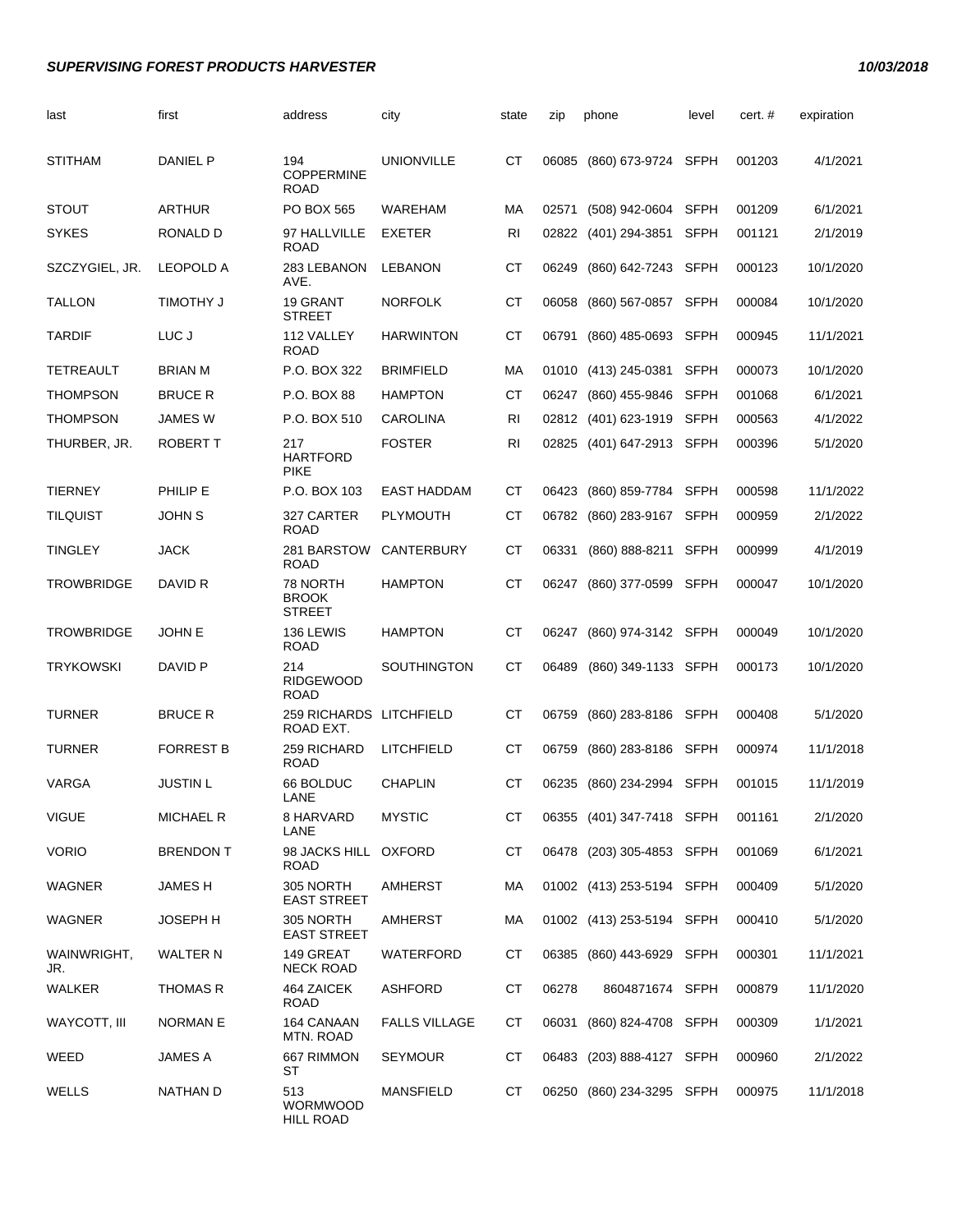***SUPERVISING FOREST PRODUCTS HARVESTER*** ***10/03/2018***

| last | first | address | city | state | zip | phone | level | cert. # | expiration |
|---|---|---|---|---|---|---|---|---|---|
| STITHAM | DANIEL P | 194 COPPERMINE ROAD | UNIONVILLE | CT | 06085 | (860) 673-9724 | SFPH | 001203 | 4/1/2021 |
| STOUT | ARTHUR | PO BOX 565 | WAREHAM | MA | 02571 | (508) 942-0604 | SFPH | 001209 | 6/1/2021 |
| SYKES | RONALD D | 97 HALLVILLE ROAD | EXETER | RI | 02822 | (401) 294-3851 | SFPH | 001121 | 2/1/2019 |
| SZCZYGIEL, JR. | LEOPOLD A | 283 LEBANON AVE. | LEBANON | CT | 06249 | (860) 642-7243 | SFPH | 000123 | 10/1/2020 |
| TALLON | TIMOTHY J | 19 GRANT STREET | NORFOLK | CT | 06058 | (860) 567-0857 | SFPH | 000084 | 10/1/2020 |
| TARDIF | LUC J | 112 VALLEY ROAD | HARWINTON | CT | 06791 | (860) 485-0693 | SFPH | 000945 | 11/1/2021 |
| TETREAULT | BRIAN M | P.O. BOX 322 | BRIMFIELD | MA | 01010 | (413) 245-0381 | SFPH | 000073 | 10/1/2020 |
| THOMPSON | BRUCE R | P.O. BOX 88 | HAMPTON | CT | 06247 | (860) 455-9846 | SFPH | 001068 | 6/1/2021 |
| THOMPSON | JAMES W | P.O. BOX 510 | CAROLINA | RI | 02812 | (401) 623-1919 | SFPH | 000563 | 4/1/2022 |
| THURBER, JR. | ROBERT T | 217 HARTFORD PIKE | FOSTER | RI | 02825 | (401) 647-2913 | SFPH | 000396 | 5/1/2020 |
| TIERNEY | PHILIP E | P.O. BOX 103 | EAST HADDAM | CT | 06423 | (860) 859-7784 | SFPH | 000598 | 11/1/2022 |
| TILQUIST | JOHN S | 327 CARTER ROAD | PLYMOUTH | CT | 06782 | (860) 283-9167 | SFPH | 000959 | 2/1/2022 |
| TINGLEY | JACK | 281 BARSTOW ROAD | CANTERBURY | CT | 06331 | (860) 888-8211 | SFPH | 000999 | 4/1/2019 |
| TROWBRIDGE | DAVID R | 78 NORTH BROOK STREET | HAMPTON | CT | 06247 | (860) 377-0599 | SFPH | 000047 | 10/1/2020 |
| TROWBRIDGE | JOHN E | 136 LEWIS ROAD | HAMPTON | CT | 06247 | (860) 974-3142 | SFPH | 000049 | 10/1/2020 |
| TRYKOWSKI | DAVID P | 214 RIDGEWOOD ROAD | SOUTHINGTON | CT | 06489 | (860) 349-1133 | SFPH | 000173 | 10/1/2020 |
| TURNER | BRUCE R | 259 RICHARDS ROAD EXT. | LITCHFIELD | CT | 06759 | (860) 283-8186 | SFPH | 000408 | 5/1/2020 |
| TURNER | FORREST B | 259 RICHARD ROAD | LITCHFIELD | CT | 06759 | (860) 283-8186 | SFPH | 000974 | 11/1/2018 |
| VARGA | JUSTIN L | 66 BOLDUC LANE | CHAPLIN | CT | 06235 | (860) 234-2994 | SFPH | 001015 | 11/1/2019 |
| VIGUE | MICHAEL R | 8 HARVARD LANE | MYSTIC | CT | 06355 | (401) 347-7418 | SFPH | 001161 | 2/1/2020 |
| VORIO | BRENDON T | 98 JACKS HILL ROAD | OXFORD | CT | 06478 | (203) 305-4853 | SFPH | 001069 | 6/1/2021 |
| WAGNER | JAMES H | 305 NORTH EAST STREET | AMHERST | MA | 01002 | (413) 253-5194 | SFPH | 000409 | 5/1/2020 |
| WAGNER | JOSEPH H | 305 NORTH EAST STREET | AMHERST | MA | 01002 | (413) 253-5194 | SFPH | 000410 | 5/1/2020 |
| WAINWRIGHT, JR. | WALTER N | 149 GREAT NECK ROAD | WATERFORD | CT | 06385 | (860) 443-6929 | SFPH | 000301 | 11/1/2021 |
| WALKER | THOMAS R | 464 ZAICEK ROAD | ASHFORD | CT | 06278 | 8604871674 | SFPH | 000879 | 11/1/2020 |
| WAYCOTT, III | NORMAN E | 164 CANAAN MTN. ROAD | FALLS VILLAGE | CT | 06031 | (860) 824-4708 | SFPH | 000309 | 1/1/2021 |
| WEED | JAMES A | 667 RIMMON ST | SEYMOUR | CT | 06483 | (203) 888-4127 | SFPH | 000960 | 2/1/2022 |
| WELLS | NATHAN D | 513 WORMWOOD HILL ROAD | MANSFIELD | CT | 06250 | (860) 234-3295 | SFPH | 000975 | 11/1/2018 |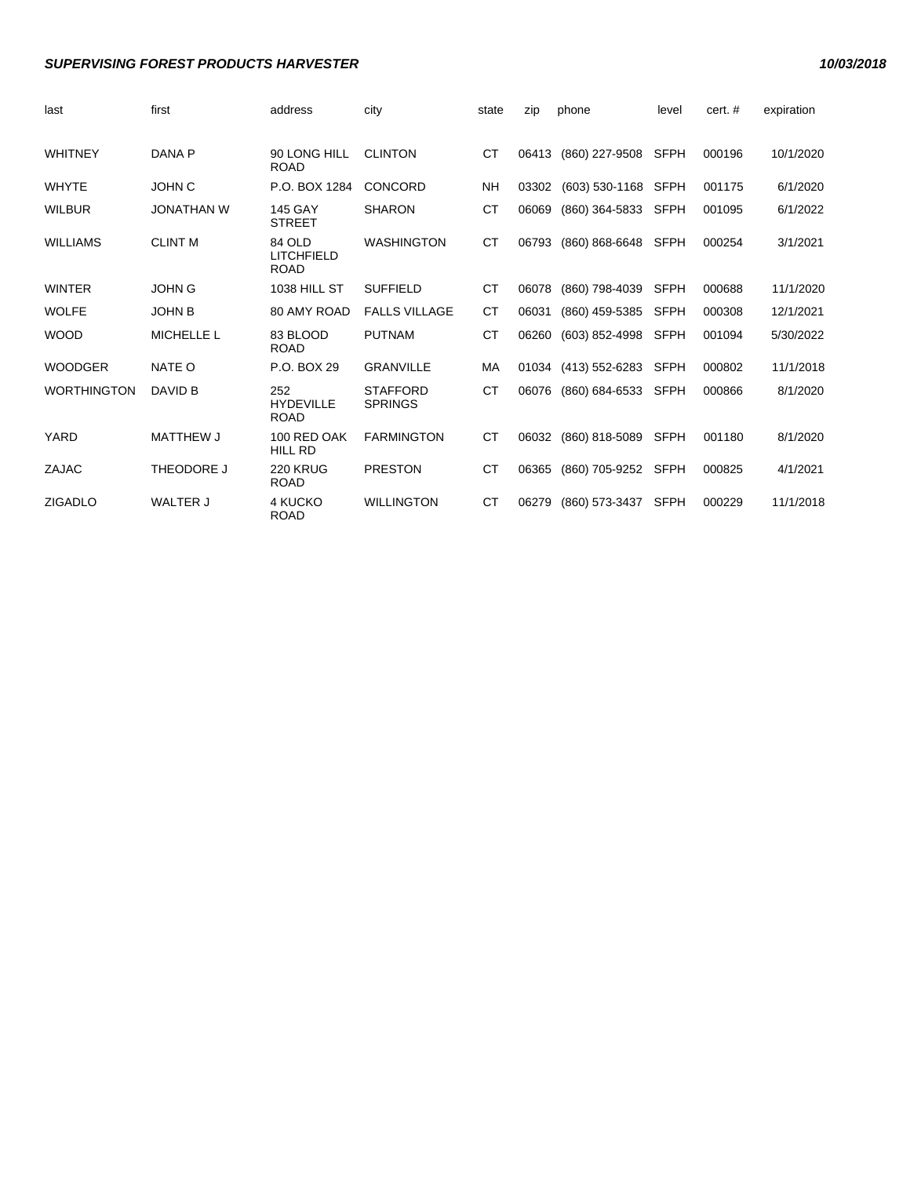***SUPERVISING FOREST PRODUCTS HARVESTER*** ***10/03/2018***

| last | first | address | city | state | zip | phone | level | cert. # | expiration |
|---|---|---|---|---|---|---|---|---|---|
| WHITNEY | DANA P | 90 LONG HILL ROAD | CLINTON | CT | 06413 | (860) 227-9508 | SFPH | 000196 | 10/1/2020 |
| WHYTE | JOHN C | P.O. BOX 1284 | CONCORD | NH | 03302 | (603) 530-1168 | SFPH | 001175 | 6/1/2020 |
| WILBUR | JONATHAN W | 145 GAY STREET | SHARON | CT | 06069 | (860) 364-5833 | SFPH | 001095 | 6/1/2022 |
| WILLIAMS | CLINT M | 84 OLD LITCHFIELD ROAD | WASHINGTON | CT | 06793 | (860) 868-6648 | SFPH | 000254 | 3/1/2021 |
| WINTER | JOHN G | 1038 HILL ST | SUFFIELD | CT | 06078 | (860) 798-4039 | SFPH | 000688 | 11/1/2020 |
| WOLFE | JOHN B | 80 AMY ROAD | FALLS VILLAGE | CT | 06031 | (860) 459-5385 | SFPH | 000308 | 12/1/2021 |
| WOOD | MICHELLE L | 83 BLOOD ROAD | PUTNAM | CT | 06260 | (603) 852-4998 | SFPH | 001094 | 5/30/2022 |
| WOODGER | NATE O | P.O. BOX 29 | GRANVILLE | MA | 01034 | (413) 552-6283 | SFPH | 000802 | 11/1/2018 |
| WORTHINGTON | DAVID B | 252 HYDEVILLE ROAD | STAFFORD SPRINGS | CT | 06076 | (860) 684-6533 | SFPH | 000866 | 8/1/2020 |
| YARD | MATTHEW J | 100 RED OAK HILL RD | FARMINGTON | CT | 06032 | (860) 818-5089 | SFPH | 001180 | 8/1/2020 |
| ZAJAC | THEODORE J | 220 KRUG ROAD | PRESTON | CT | 06365 | (860) 705-9252 | SFPH | 000825 | 4/1/2021 |
| ZIGADLO | WALTER J | 4 KUCKO ROAD | WILLINGTON | CT | 06279 | (860) 573-3437 | SFPH | 000229 | 11/1/2018 |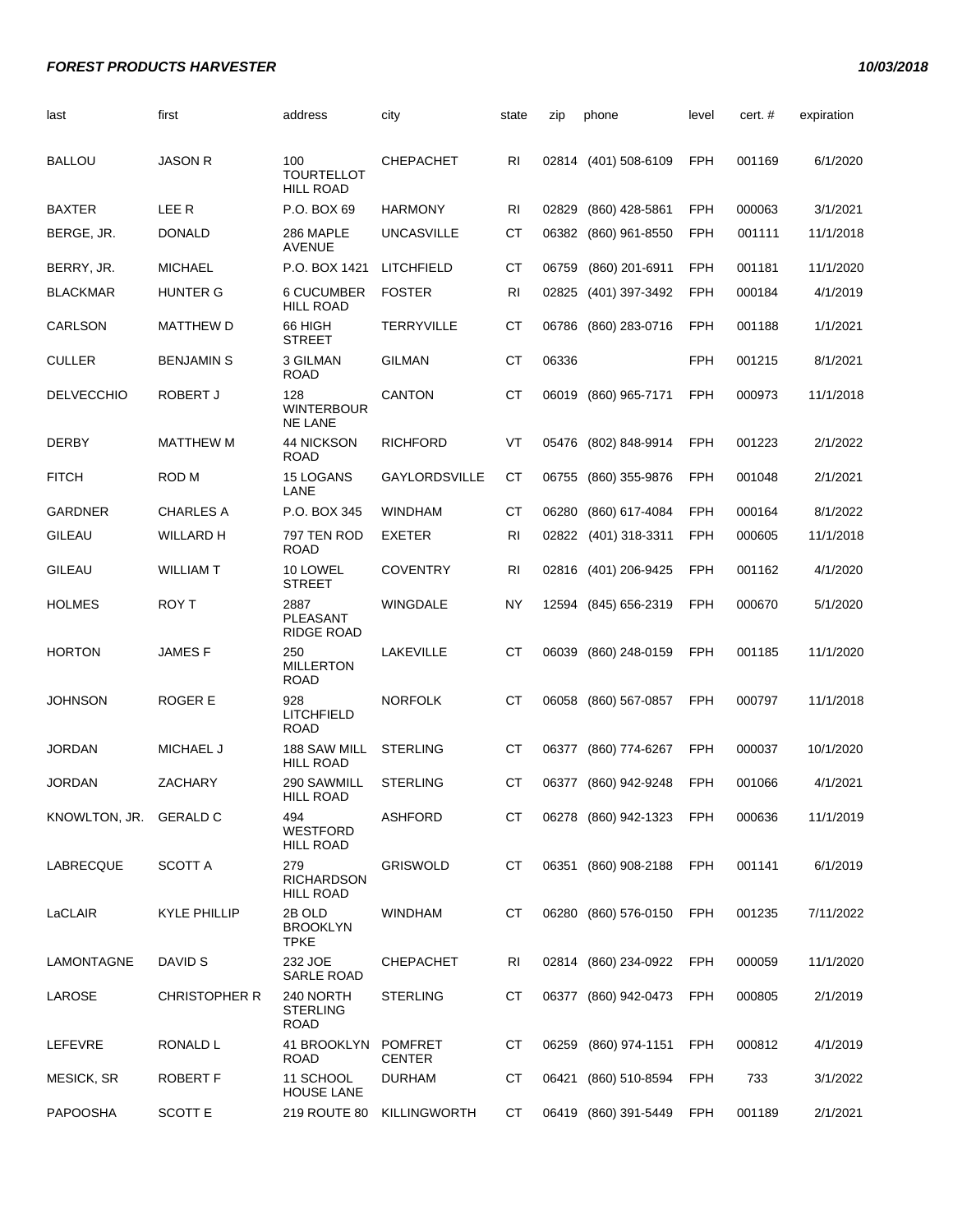***FOREST PRODUCTS HARVESTER*** ***10/03/2018***

| last | first | address | city | state | zip | phone | level | cert. # | expiration |
|---|---|---|---|---|---|---|---|---|---|
| BALLOU | JASON R | 100 TOURTELLOT HILL ROAD | CHEPACHET | RI | 02814 | (401) 508-6109 | FPH | 001169 | 6/1/2020 |
| BAXTER | LEE R | P.O. BOX 69 | HARMONY | RI | 02829 | (860) 428-5861 | FPH | 000063 | 3/1/2021 |
| BERGE, JR. | DONALD | 286 MAPLE AVENUE | UNCASVILLE | CT | 06382 | (860) 961-8550 | FPH | 001111 | 11/1/2018 |
| BERRY, JR. | MICHAEL | P.O. BOX 1421 | LITCHFIELD | CT | 06759 | (860) 201-6911 | FPH | 001181 | 11/1/2020 |
| BLACKMAR | HUNTER G | 6 CUCUMBER HILL ROAD | FOSTER | RI | 02825 | (401) 397-3492 | FPH | 000184 | 4/1/2019 |
| CARLSON | MATTHEW D | 66 HIGH STREET | TERRYVILLE | CT | 06786 | (860) 283-0716 | FPH | 001188 | 1/1/2021 |
| CULLER | BENJAMIN S | 3 GILMAN ROAD | GILMAN | CT | 06336 | | FPH | 001215 | 8/1/2021 |
| DELVECCHIO | ROBERT J | 128 WINTERBOURNE LANE | CANTON | CT | 06019 | (860) 965-7171 | FPH | 000973 | 11/1/2018 |
| DERBY | MATTHEW M | 44 NICKSON ROAD | RICHFORD | VT | 05476 | (802) 848-9914 | FPH | 001223 | 2/1/2022 |
| FITCH | ROD M | 15 LOGANS LANE | GAYLORDSVILLE | CT | 06755 | (860) 355-9876 | FPH | 001048 | 2/1/2021 |
| GARDNER | CHARLES A | P.O. BOX 345 | WINDHAM | CT | 06280 | (860) 617-4084 | FPH | 000164 | 8/1/2022 |
| GILEAU | WILLARD H | 797 TEN ROD ROAD | EXETER | RI | 02822 | (401) 318-3311 | FPH | 000605 | 11/1/2018 |
| GILEAU | WILLIAM T | 10 LOWEL STREET | COVENTRY | RI | 02816 | (401) 206-9425 | FPH | 001162 | 4/1/2020 |
| HOLMES | ROY T | 2887 PLEASANT RIDGE ROAD | WINGDALE | NY | 12594 | (845) 656-2319 | FPH | 000670 | 5/1/2020 |
| HORTON | JAMES F | 250 MILLERTON ROAD | LAKEVILLE | CT | 06039 | (860) 248-0159 | FPH | 001185 | 11/1/2020 |
| JOHNSON | ROGER E | 928 LITCHFIELD ROAD | NORFOLK | CT | 06058 | (860) 567-0857 | FPH | 000797 | 11/1/2018 |
| JORDAN | MICHAEL J | 188 SAW MILL HILL ROAD | STERLING | CT | 06377 | (860) 774-6267 | FPH | 000037 | 10/1/2020 |
| JORDAN | ZACHARY | 290 SAWMILL HILL ROAD | STERLING | CT | 06377 | (860) 942-9248 | FPH | 001066 | 4/1/2021 |
| KNOWLTON, JR. | GERALD C | 494 WESTFORD HILL ROAD | ASHFORD | CT | 06278 | (860) 942-1323 | FPH | 000636 | 11/1/2019 |
| LABRECQUE | SCOTT A | 279 RICHARDSON HILL ROAD | GRISWOLD | CT | 06351 | (860) 908-2188 | FPH | 001141 | 6/1/2019 |
| LaCLAIR | KYLE PHILLIP | 2B OLD BROOKLYN TPKE | WINDHAM | CT | 06280 | (860) 576-0150 | FPH | 001235 | 7/11/2022 |
| LAMONTAGNE | DAVID S | 232 JOE SARLE ROAD | CHEPACHET | RI | 02814 | (860) 234-0922 | FPH | 000059 | 11/1/2020 |
| LAROSE | CHRISTOPHER R | 240 NORTH STERLING ROAD | STERLING | CT | 06377 | (860) 942-0473 | FPH | 000805 | 2/1/2019 |
| LEFEVRE | RONALD L | 41 BROOKLYN ROAD | POMFRET CENTER | CT | 06259 | (860) 974-1151 | FPH | 000812 | 4/1/2019 |
| MESICK, SR | ROBERT F | 11 SCHOOL HOUSE LANE | DURHAM | CT | 06421 | (860) 510-8594 | FPH | 733 | 3/1/2022 |
| PAPOOSHA | SCOTT E | 219 ROUTE 80 | KILLINGWORTH | CT | 06419 | (860) 391-5449 | FPH | 001189 | 2/1/2021 |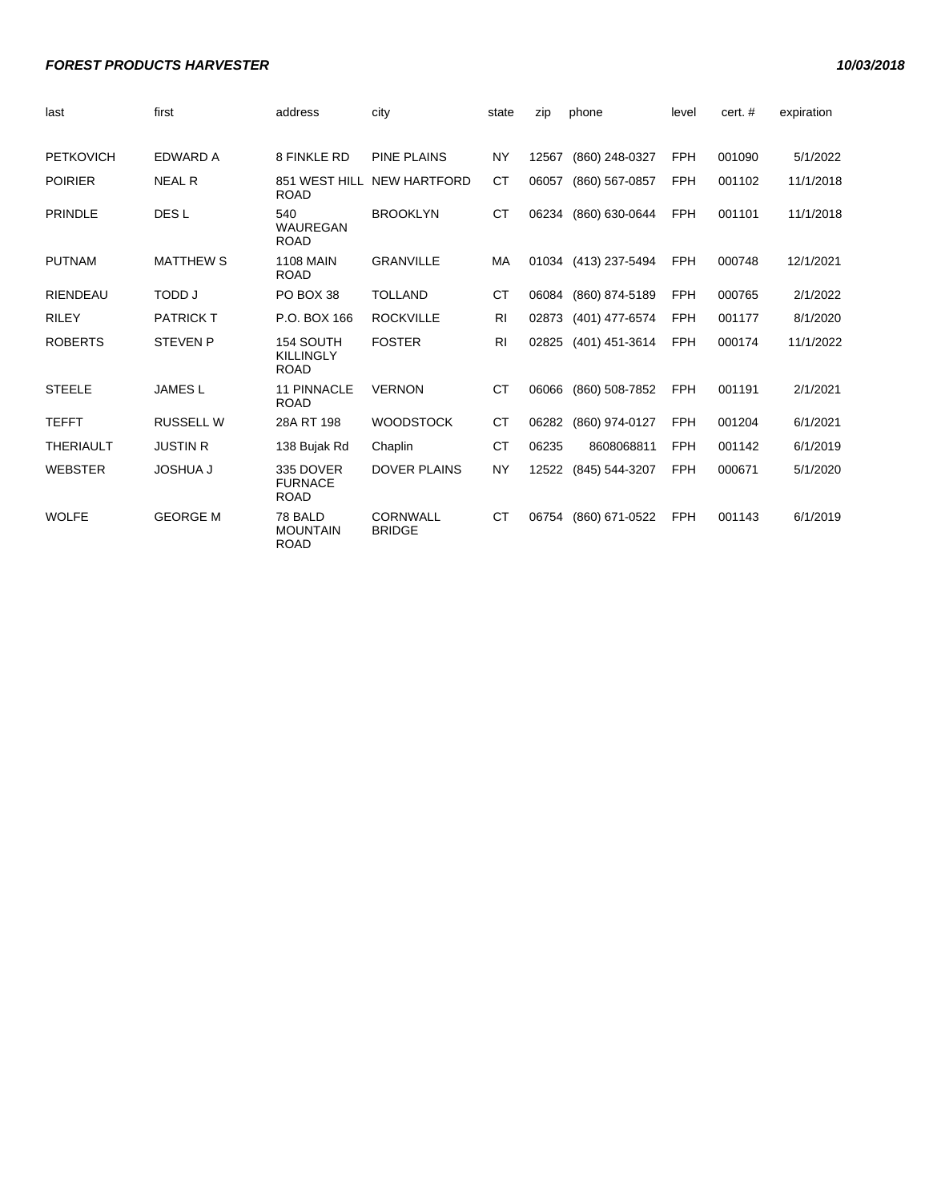***FOREST PRODUCTS HARVESTER*** ***10/03/2018***

| last | first | address | city | state | zip | phone | level | cert. # | expiration |
|---|---|---|---|---|---|---|---|---|---|
| PETKOVICH | EDWARD A | 8 FINKLE RD | PINE PLAINS | NY | 12567 | (860) 248-0327 | FPH | 001090 | 5/1/2022 |
| POIRIER | NEAL R | 851 WEST HILL ROAD | NEW HARTFORD | CT | 06057 | (860) 567-0857 | FPH | 001102 | 11/1/2018 |
| PRINDLE | DES L | 540 WAUREGAN ROAD | BROOKLYN | CT | 06234 | (860) 630-0644 | FPH | 001101 | 11/1/2018 |
| PUTNAM | MATTHEW S | 1108 MAIN ROAD | GRANVILLE | MA | 01034 | (413) 237-5494 | FPH | 000748 | 12/1/2021 |
| RIENDEAU | TODD J | PO BOX 38 | TOLLAND | CT | 06084 | (860) 874-5189 | FPH | 000765 | 2/1/2022 |
| RILEY | PATRICK T | P.O. BOX 166 | ROCKVILLE | RI | 02873 | (401) 477-6574 | FPH | 001177 | 8/1/2020 |
| ROBERTS | STEVEN P | 154 SOUTH KILLINGLY ROAD | FOSTER | RI | 02825 | (401) 451-3614 | FPH | 000174 | 11/1/2022 |
| STEELE | JAMES L | 11 PINNACLE ROAD | VERNON | CT | 06066 | (860) 508-7852 | FPH | 001191 | 2/1/2021 |
| TEFFT | RUSSELL W | 28A RT 198 | WOODSTOCK | CT | 06282 | (860) 974-0127 | FPH | 001204 | 6/1/2021 |
| THERIAULT | JUSTIN R | 138 Bujak Rd | Chaplin | CT | 06235 | 8608068811 | FPH | 001142 | 6/1/2019 |
| WEBSTER | JOSHUA J | 335 DOVER FURNACE ROAD | DOVER PLAINS | NY | 12522 | (845) 544-3207 | FPH | 000671 | 5/1/2020 |
| WOLFE | GEORGE M | 78 BALD MOUNTAIN ROAD | CORNWALL BRIDGE | CT | 06754 | (860) 671-0522 | FPH | 001143 | 6/1/2019 |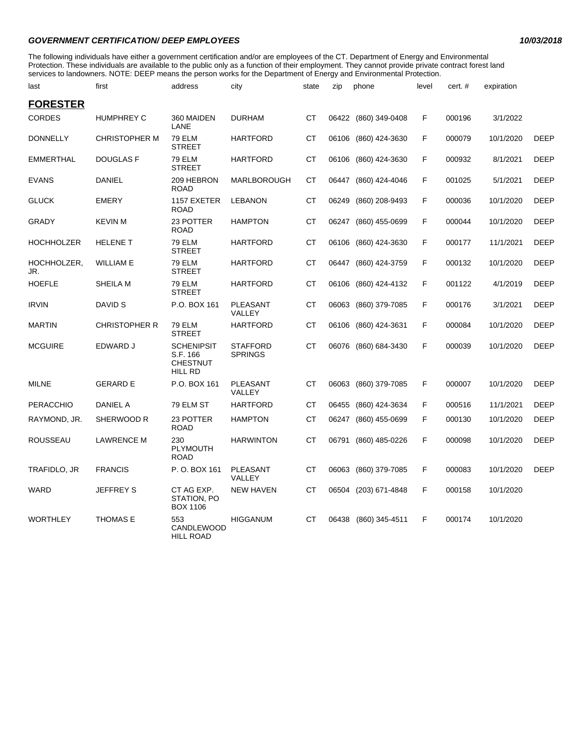***GOVERNMENT CERTIFICATION/ DEEP EMPLOYEES*** ***10/03/2018***

The following individuals have either a government certification and/or are employees of the CT. Department of Energy and Environmental Protection. These individuals are available to the public only as a function of their employment. They cannot provide private contract forest land services to landowners. NOTE: DEEP means the person works for the Department of Energy and Environmental Protection.

## FORESTER

| last | first | address | city | state | zip | phone | level | cert. # | expiration | |
|---|---|---|---|---|---|---|---|---|---|---|
| CORDES | HUMPHREY C | 360 MAIDEN LANE | DURHAM | CT | 06422 | (860) 349-0408 | F | 000196 | 3/1/2022 | |
| DONNELLY | CHRISTOPHER M | 79 ELM STREET | HARTFORD | CT | 06106 | (860) 424-3630 | F | 000079 | 10/1/2020 | DEEP |
| EMMERTHAL | DOUGLAS F | 79 ELM STREET | HARTFORD | CT | 06106 | (860) 424-3630 | F | 000932 | 8/1/2021 | DEEP |
| EVANS | DANIEL | 209 HEBRON ROAD | MARLBOROUGH | CT | 06447 | (860) 424-4046 | F | 001025 | 5/1/2021 | DEEP |
| GLUCK | EMERY | 1157 EXETER ROAD | LEBANON | CT | 06249 | (860) 208-9493 | F | 000036 | 10/1/2020 | DEEP |
| GRADY | KEVIN M | 23 POTTER ROAD | HAMPTON | CT | 06247 | (860) 455-0699 | F | 000044 | 10/1/2020 | DEEP |
| HOCHHOLZER | HELENE T | 79 ELM STREET | HARTFORD | CT | 06106 | (860) 424-3630 | F | 000177 | 11/1/2021 | DEEP |
| HOCHHOLZER, JR. | WILLIAM E | 79 ELM STREET | HARTFORD | CT | 06447 | (860) 424-3759 | F | 000132 | 10/1/2020 | DEEP |
| HOEFLE | SHEILA M | 79 ELM STREET | HARTFORD | CT | 06106 | (860) 424-4132 | F | 001122 | 4/1/2019 | DEEP |
| IRVIN | DAVID S | P.O. BOX 161 | PLEASANT VALLEY | CT | 06063 | (860) 379-7085 | F | 000176 | 3/1/2021 | DEEP |
| MARTIN | CHRISTOPHER R | 79 ELM STREET | HARTFORD | CT | 06106 | (860) 424-3631 | F | 000084 | 10/1/2020 | DEEP |
| MCGUIRE | EDWARD J | SCHENIPSIT S.F. 166 CHESTNUT HILL RD | STAFFORD SPRINGS | CT | 06076 | (860) 684-3430 | F | 000039 | 10/1/2020 | DEEP |
| MILNE | GERARD E | P.O. BOX 161 | PLEASANT VALLEY | CT | 06063 | (860) 379-7085 | F | 000007 | 10/1/2020 | DEEP |
| PERACCHIO | DANIEL A | 79 ELM ST | HARTFORD | CT | 06455 | (860) 424-3634 | F | 000516 | 11/1/2021 | DEEP |
| RAYMOND, JR. | SHERWOOD R | 23 POTTER ROAD | HAMPTON | CT | 06247 | (860) 455-0699 | F | 000130 | 10/1/2020 | DEEP |
| ROUSSEAU | LAWRENCE M | 230 PLYMOUTH ROAD | HARWINTON | CT | 06791 | (860) 485-0226 | F | 000098 | 10/1/2020 | DEEP |
| TRAFIDLO, JR | FRANCIS | P. O. BOX 161 | PLEASANT VALLEY | CT | 06063 | (860) 379-7085 | F | 000083 | 10/1/2020 | DEEP |
| WARD | JEFFREY S | CT AG EXP. STATION, PO BOX 1106 | NEW HAVEN | CT | 06504 | (203) 671-4848 | F | 000158 | 10/1/2020 | |
| WORTHLEY | THOMAS E | 553 CANDLEWOOD HILL ROAD | HIGGANUM | CT | 06438 | (860) 345-4511 | F | 000174 | 10/1/2020 | |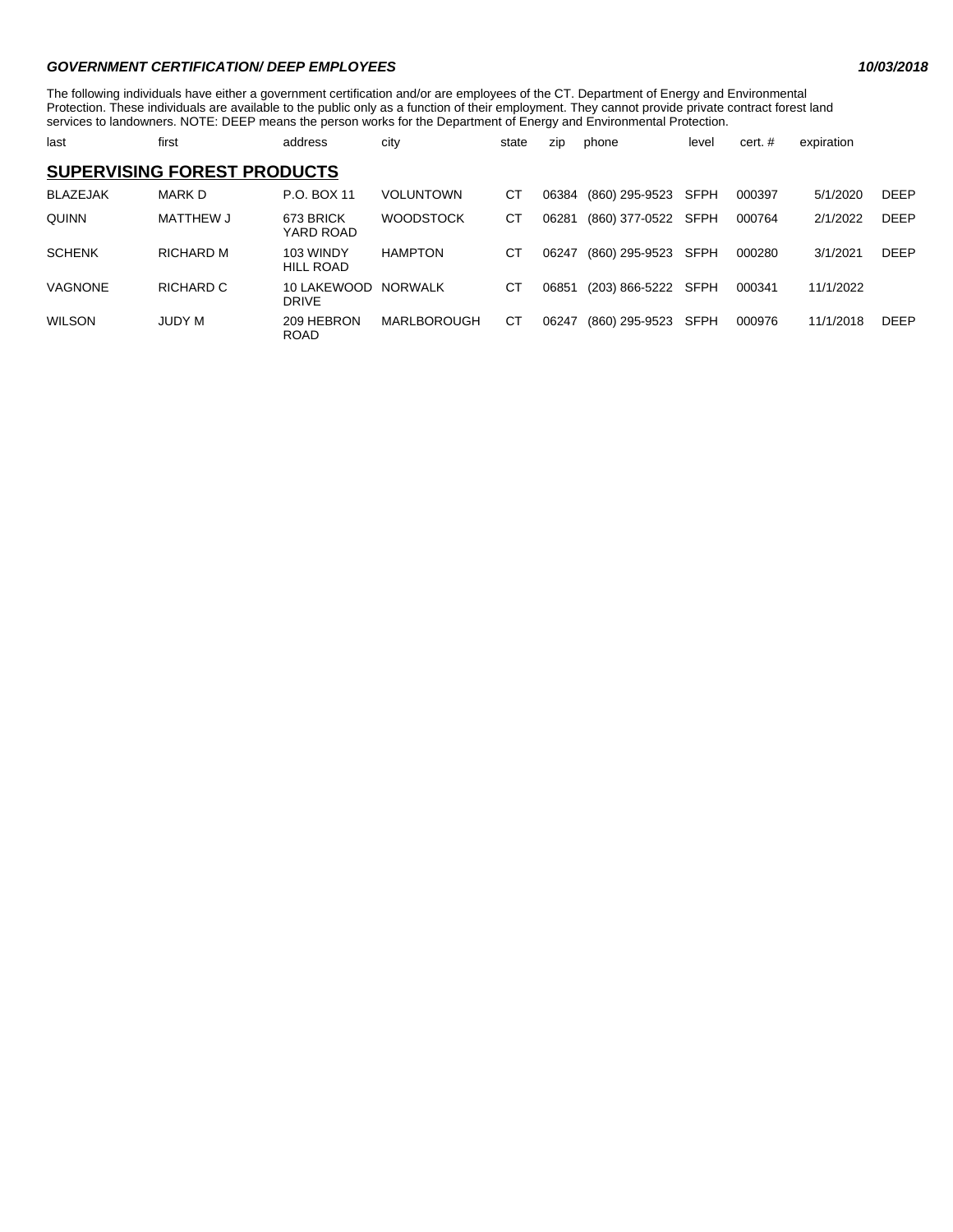***GOVERNMENT CERTIFICATION/ DEEP EMPLOYEES*** ***10/03/2018***

The following individuals have either a government certification and/or are employees of the CT. Department of Energy and Environmental Protection. These individuals are available to the public only as a function of their employment. They cannot provide private contract forest land services to landowners. NOTE: DEEP means the person works for the Department of Energy and Environmental Protection.

## SUPERVISING FOREST PRODUCTS

| last | first | address | city | state | zip | phone | level | cert. # | expiration | |
|---|---|---|---|---|---|---|---|---|---|---|
| BLAZEJAK | MARK D | P.O. BOX 11 | VOLUNTOWN | CT | 06384 | (860) 295-9523 | SFPH | 000397 | 5/1/2020 | DEEP |
| QUINN | MATTHEW J | 673 BRICK YARD ROAD | WOODSTOCK | CT | 06281 | (860) 377-0522 | SFPH | 000764 | 2/1/2022 | DEEP |
| SCHENK | RICHARD M | 103 WINDY HILL ROAD | HAMPTON | CT | 06247 | (860) 295-9523 | SFPH | 000280 | 3/1/2021 | DEEP |
| VAGNONE | RICHARD C | 10 LAKEWOOD DRIVE | NORWALK | CT | 06851 | (203) 866-5222 | SFPH | 000341 | 11/1/2022 | |
| WILSON | JUDY M | 209 HEBRON ROAD | MARLBOROUGH | CT | 06247 | (860) 295-9523 | SFPH | 000976 | 11/1/2018 | DEEP |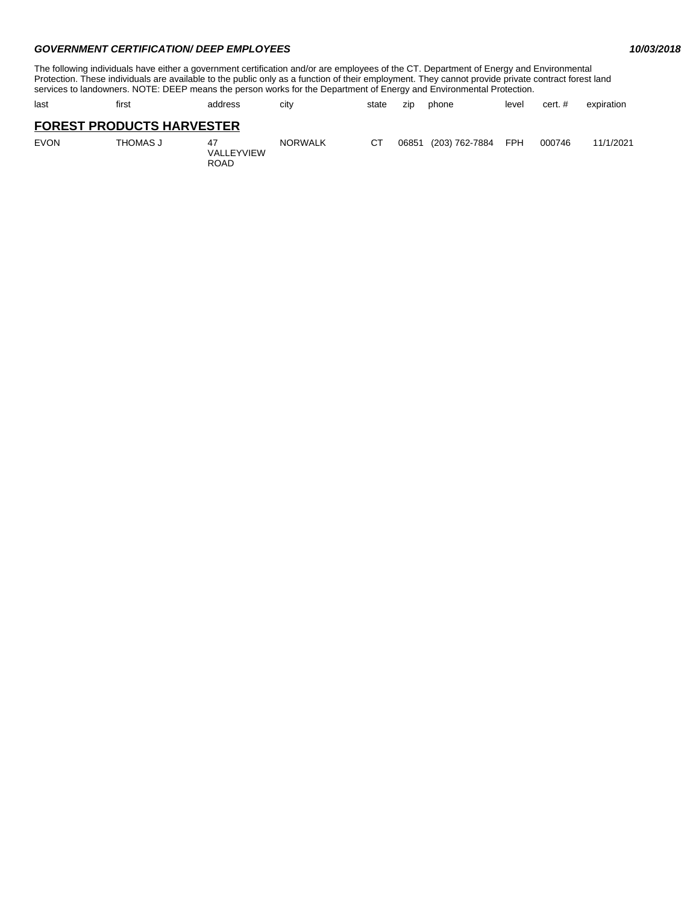***GOVERNMENT CERTIFICATION/ DEEP EMPLOYEES*** ***10/03/2018***

The following individuals have either a government certification and/or are employees of the CT. Department of Energy and Environmental Protection. These individuals are available to the public only as a function of their employment. They cannot provide private contract forest land services to landowners. NOTE: DEEP means the person works for the Department of Energy and Environmental Protection.

| last | first | address | city | state | zip | phone | level | cert. # | expiration |
|---|---|---|---|---|---|---|---|---|---|
| **FOREST PRODUCTS HARVESTER** | | | | | | | | | |
| EVON | THOMAS J | 47 VALLEYVIEW ROAD | NORWALK | CT | 06851 | (203) 762-7884 | FPH | 000746 | 11/1/2021 |